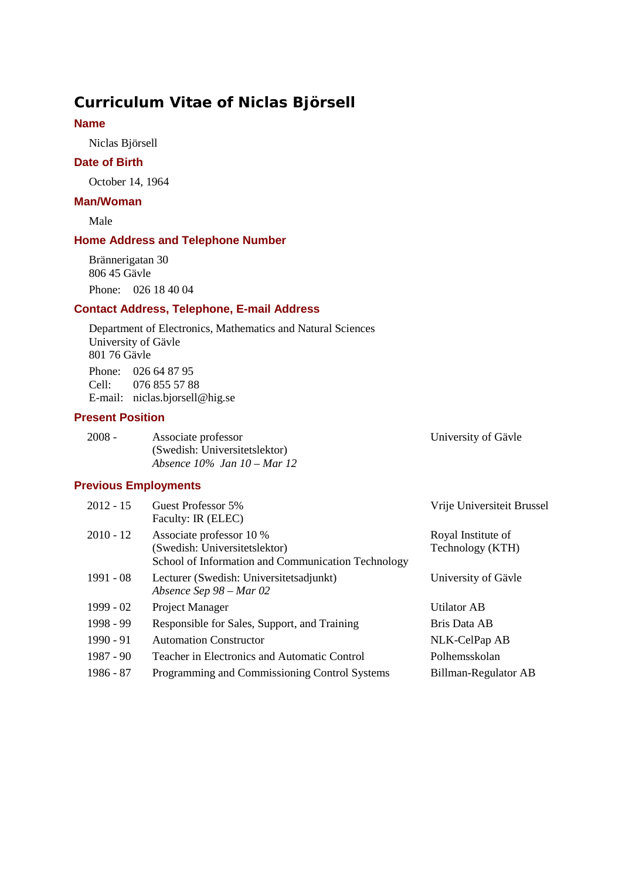# Curriculum Vitae of Niclas Björsell

## Name

Niclas Björsell

## Date of Birth

October 14, 1964

## Man/Woman

Male

## Home Address and Telephone Number

Brännerigatan 30
806 45 Gävle

Phone: 026 18 40 04

## Contact Address, Telephone, E-mail Address

Department of Electronics, Mathematics and Natural Sciences
University of Gävle
801 76 Gävle

Phone: 026 64 87 95
Cell: 076 855 57 88
E-mail: niclas.bjorsell@hig.se

## Present Position

| | | |
|---|---|---|
| 2008 - | Associate professor<br>(Swedish: Universitetslektor)<br>*Absence 10% Jan 10 – Mar 12* | University of Gävle |

## Previous Employments

| | | |
|---|---|---|
| 2012 - 15 | Guest Professor 5%<br>Faculty: IR (ELEC) | Vrije Universiteit Brussel |
| 2010 - 12 | Associate professor 10 %<br>(Swedish: Universitetslektor)<br>School of Information and Communication Technology | Royal Institute of Technology (KTH) |
| 1991 - 08 | Lecturer (Swedish: Universitetsadjunkt)<br>*Absence Sep 98 – Mar 02* | University of Gävle |
| 1999 - 02 | Project Manager | Utilator AB |
| 1998 - 99 | Responsible for Sales, Support, and Training | Bris Data AB |
| 1990 - 91 | Automation Constructor | NLK-CelPap AB |
| 1987 - 90 | Teacher in Electronics and Automatic Control | Polhemsskolan |
| 1986 - 87 | Programming and Commissioning Control Systems | Billman-Regulator AB |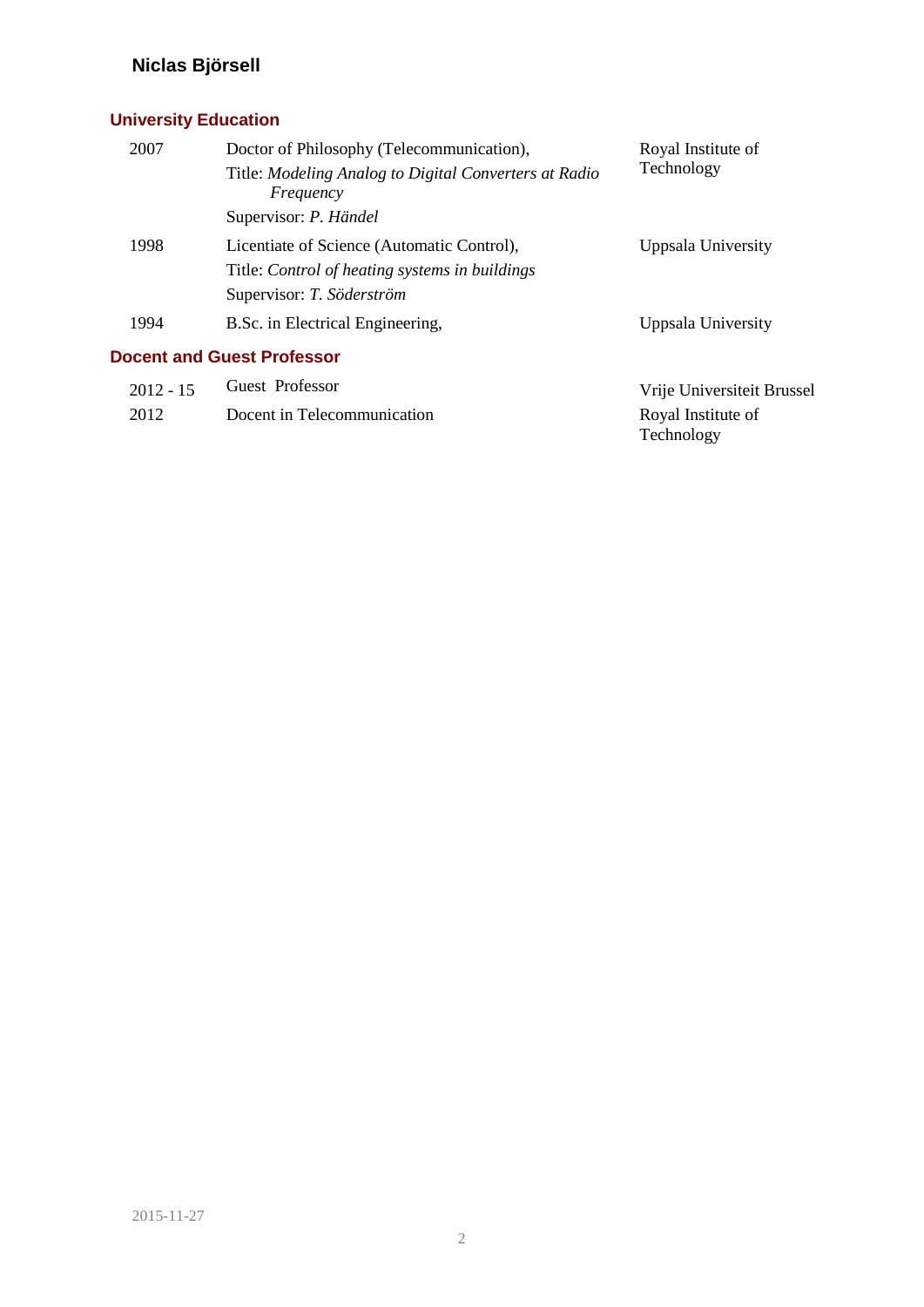**Niclas Björsell**

## University Education

| | | |
|---|---|---|
| 2007 | Doctor of Philosophy (Telecommunication),<br>Title: *Modeling Analog to Digital Converters at Radio Frequency*<br>Supervisor: *P. Händel* | Royal Institute of Technology |
| 1998 | Licentiate of Science (Automatic Control),<br>Title: *Control of heating systems in buildings*<br>Supervisor: *T. Söderström* | Uppsala University |
| 1994 | B.Sc. in Electrical Engineering, | Uppsala University |

## Docent and Guest Professor

| | | |
|---|---|---|
| 2012 - 15 | Guest Professor | Vrije Universiteit Brussel |
| 2012 | Docent in Telecommunication | Royal Institute of Technology |

2015-11-27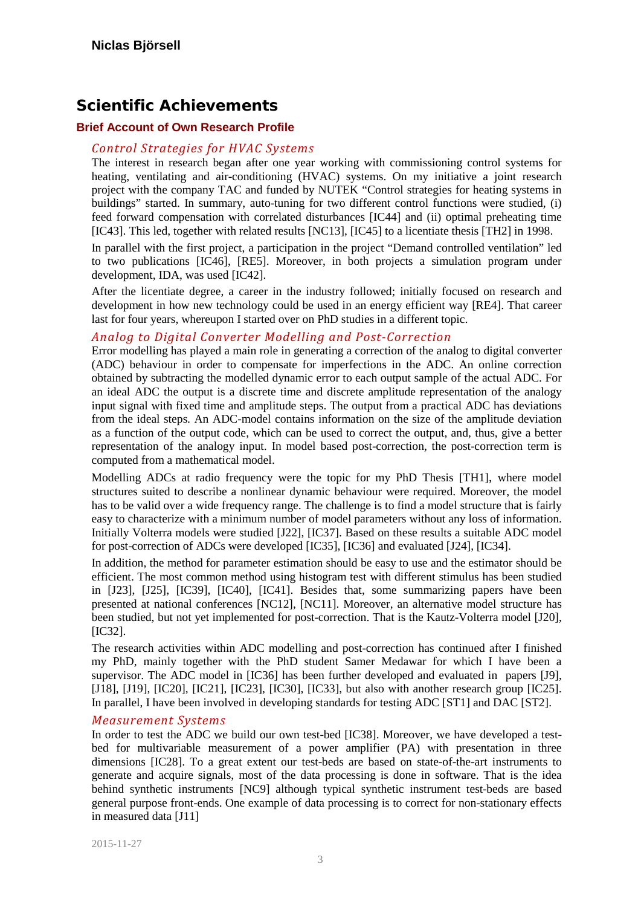**Niclas Björsell**

# Scientific Achievements

## Brief Account of Own Research Profile

### *Control Strategies for HVAC Systems*

The interest in research began after one year working with commissioning control systems for heating, ventilating and air-conditioning (HVAC) systems. On my initiative a joint research project with the company TAC and funded by NUTEK "Control strategies for heating systems in buildings" started. In summary, auto-tuning for two different control functions were studied, (i) feed forward compensation with correlated disturbances [IC44] and (ii) optimal preheating time [IC43]. This led, together with related results [NC13], [IC45] to a licentiate thesis [TH2] in 1998.

In parallel with the first project, a participation in the project "Demand controlled ventilation" led to two publications [IC46], [RE5]. Moreover, in both projects a simulation program under development, IDA, was used [IC42].

After the licentiate degree, a career in the industry followed; initially focused on research and development in how new technology could be used in an energy efficient way [RE4]. That career last for four years, whereupon I started over on PhD studies in a different topic.

### *Analog to Digital Converter Modelling and Post-Correction*

Error modelling has played a main role in generating a correction of the analog to digital converter (ADC) behaviour in order to compensate for imperfections in the ADC. An online correction obtained by subtracting the modelled dynamic error to each output sample of the actual ADC. For an ideal ADC the output is a discrete time and discrete amplitude representation of the analogy input signal with fixed time and amplitude steps. The output from a practical ADC has deviations from the ideal steps. An ADC-model contains information on the size of the amplitude deviation as a function of the output code, which can be used to correct the output, and, thus, give a better representation of the analogy input. In model based post-correction, the post-correction term is computed from a mathematical model.

Modelling ADCs at radio frequency were the topic for my PhD Thesis [TH1], where model structures suited to describe a nonlinear dynamic behaviour were required. Moreover, the model has to be valid over a wide frequency range. The challenge is to find a model structure that is fairly easy to characterize with a minimum number of model parameters without any loss of information. Initially Volterra models were studied [J22], [IC37]. Based on these results a suitable ADC model for post-correction of ADCs were developed [IC35], [IC36] and evaluated [J24], [IC34].

In addition, the method for parameter estimation should be easy to use and the estimator should be efficient. The most common method using histogram test with different stimulus has been studied in [J23], [J25], [IC39], [IC40], [IC41]. Besides that, some summarizing papers have been presented at national conferences [NC12], [NC11]. Moreover, an alternative model structure has been studied, but not yet implemented for post-correction. That is the Kautz-Volterra model [J20], [IC32].

The research activities within ADC modelling and post-correction has continued after I finished my PhD, mainly together with the PhD student Samer Medawar for which I have been a supervisor. The ADC model in [IC36] has been further developed and evaluated in papers [J9], [J18], [J19], [IC20], [IC21], [IC23], [IC30], [IC33], but also with another research group [IC25]. In parallel, I have been involved in developing standards for testing ADC [ST1] and DAC [ST2].

### *Measurement Systems*

In order to test the ADC we build our own test-bed [IC38]. Moreover, we have developed a test-bed for multivariable measurement of a power amplifier (PA) with presentation in three dimensions [IC28]. To a great extent our test-beds are based on state-of-the-art instruments to generate and acquire signals, most of the data processing is done in software. That is the idea behind synthetic instruments [NC9] although typical synthetic instrument test-beds are based general purpose front-ends. One example of data processing is to correct for non-stationary effects in measured data [J11]

2015-11-27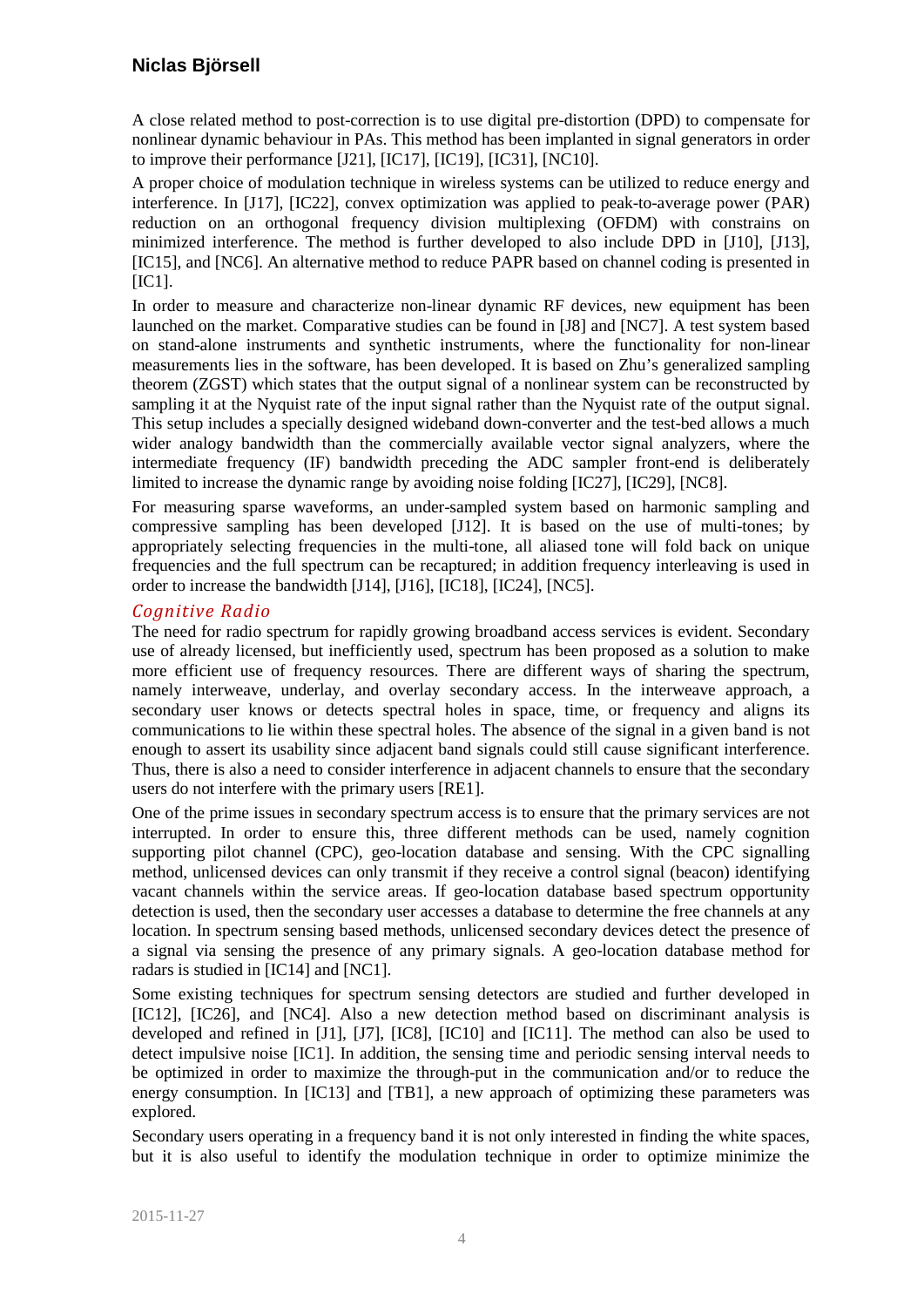A close related method to post-correction is to use digital pre-distortion (DPD) to compensate for nonlinear dynamic behaviour in PAs. This method has been implanted in signal generators in order to improve their performance [J21], [IC17], [IC19], [IC31], [NC10].

A proper choice of modulation technique in wireless systems can be utilized to reduce energy and interference. In [J17], [IC22], convex optimization was applied to peak-to-average power (PAR) reduction on an orthogonal frequency division multiplexing (OFDM) with constrains on minimized interference. The method is further developed to also include DPD in [J10], [J13], [IC15], and [NC6]. An alternative method to reduce PAPR based on channel coding is presented in [IC1].

In order to measure and characterize non-linear dynamic RF devices, new equipment has been launched on the market. Comparative studies can be found in [J8] and [NC7]. A test system based on stand-alone instruments and synthetic instruments, where the functionality for non-linear measurements lies in the software, has been developed. It is based on Zhu's generalized sampling theorem (ZGST) which states that the output signal of a nonlinear system can be reconstructed by sampling it at the Nyquist rate of the input signal rather than the Nyquist rate of the output signal. This setup includes a specially designed wideband down-converter and the test-bed allows a much wider analogy bandwidth than the commercially available vector signal analyzers, where the intermediate frequency (IF) bandwidth preceding the ADC sampler front-end is deliberately limited to increase the dynamic range by avoiding noise folding [IC27], [IC29], [NC8].

For measuring sparse waveforms, an under-sampled system based on harmonic sampling and compressive sampling has been developed [J12]. It is based on the use of multi-tones; by appropriately selecting frequencies in the multi-tone, all aliased tone will fold back on unique frequencies and the full spectrum can be recaptured; in addition frequency interleaving is used in order to increase the bandwidth [J14], [J16], [IC18], [IC24], [NC5].

## *Cognitive Radio*

The need for radio spectrum for rapidly growing broadband access services is evident. Secondary use of already licensed, but inefficiently used, spectrum has been proposed as a solution to make more efficient use of frequency resources. There are different ways of sharing the spectrum, namely interweave, underlay, and overlay secondary access. In the interweave approach, a secondary user knows or detects spectral holes in space, time, or frequency and aligns its communications to lie within these spectral holes. The absence of the signal in a given band is not enough to assert its usability since adjacent band signals could still cause significant interference. Thus, there is also a need to consider interference in adjacent channels to ensure that the secondary users do not interfere with the primary users [RE1].

One of the prime issues in secondary spectrum access is to ensure that the primary services are not interrupted. In order to ensure this, three different methods can be used, namely cognition supporting pilot channel (CPC), geo-location database and sensing. With the CPC signalling method, unlicensed devices can only transmit if they receive a control signal (beacon) identifying vacant channels within the service areas. If geo-location database based spectrum opportunity detection is used, then the secondary user accesses a database to determine the free channels at any location. In spectrum sensing based methods, unlicensed secondary devices detect the presence of a signal via sensing the presence of any primary signals. A geo-location database method for radars is studied in [IC14] and [NC1].

Some existing techniques for spectrum sensing detectors are studied and further developed in [IC12], [IC26], and [NC4]. Also a new detection method based on discriminant analysis is developed and refined in [J1], [J7], [IC8], [IC10] and [IC11]. The method can also be used to detect impulsive noise [IC1]. In addition, the sensing time and periodic sensing interval needs to be optimized in order to maximize the through-put in the communication and/or to reduce the energy consumption. In [IC13] and [TB1], a new approach of optimizing these parameters was explored.

Secondary users operating in a frequency band it is not only interested in finding the white spaces, but it is also useful to identify the modulation technique in order to optimize minimize the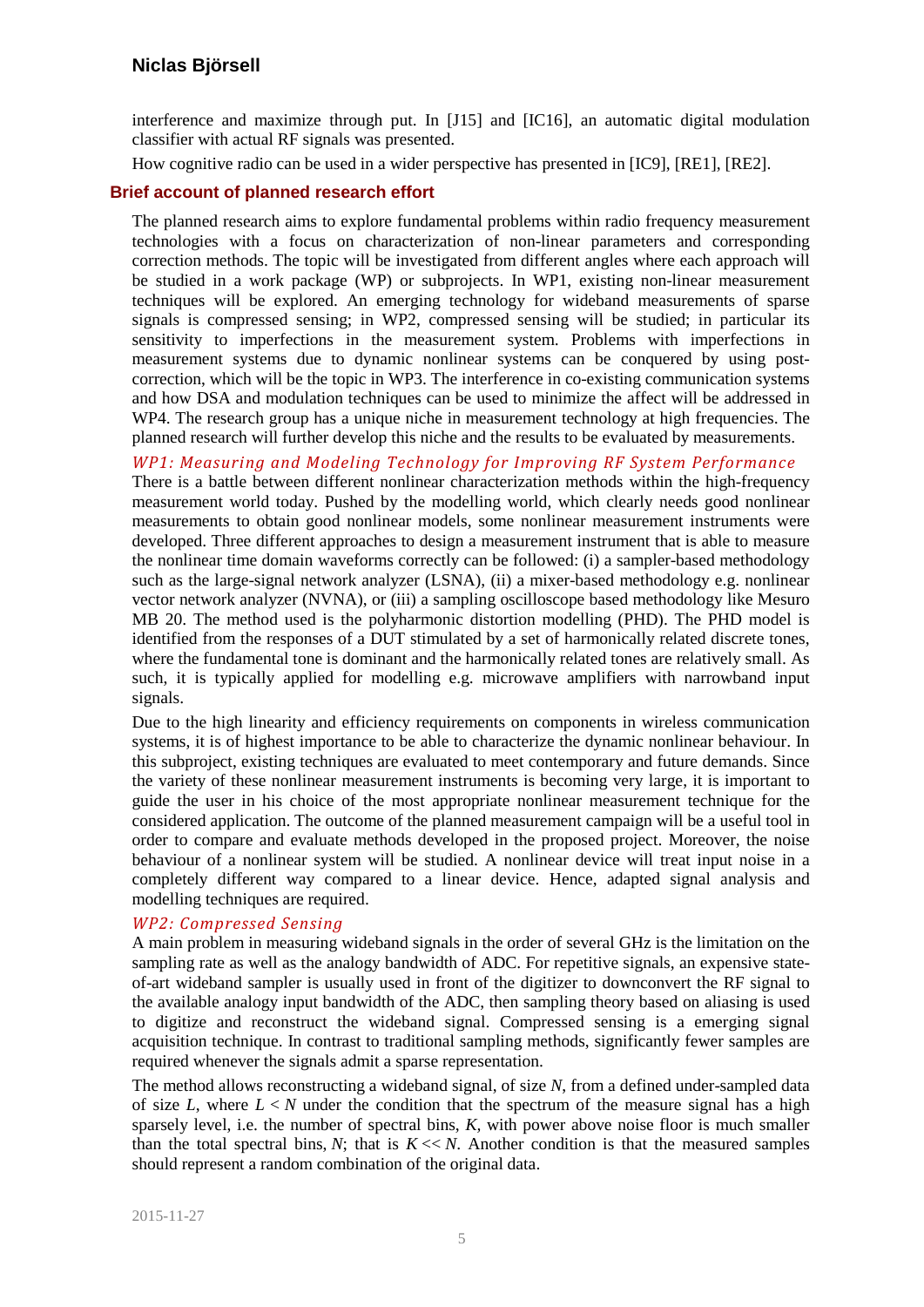interference and maximize through put. In [J15] and [IC16], an automatic digital modulation classifier with actual RF signals was presented.

How cognitive radio can be used in a wider perspective has presented in [IC9], [RE1], [RE2].

## Brief account of planned research effort

The planned research aims to explore fundamental problems within radio frequency measurement technologies with a focus on characterization of non-linear parameters and corresponding correction methods. The topic will be investigated from different angles where each approach will be studied in a work package (WP) or subprojects. In WP1, existing non-linear measurement techniques will be explored. An emerging technology for wideband measurements of sparse signals is compressed sensing; in WP2, compressed sensing will be studied; in particular its sensitivity to imperfections in the measurement system. Problems with imperfections in measurement systems due to dynamic nonlinear systems can be conquered by using post-correction, which will be the topic in WP3. The interference in co-existing communication systems and how DSA and modulation techniques can be used to minimize the affect will be addressed in WP4. The research group has a unique niche in measurement technology at high frequencies. The planned research will further develop this niche and the results to be evaluated by measurements.

### *WP1: Measuring and Modeling Technology for Improving RF System Performance*

There is a battle between different nonlinear characterization methods within the high-frequency measurement world today. Pushed by the modelling world, which clearly needs good nonlinear measurements to obtain good nonlinear models, some nonlinear measurement instruments were developed. Three different approaches to design a measurement instrument that is able to measure the nonlinear time domain waveforms correctly can be followed: (i) a sampler-based methodology such as the large-signal network analyzer (LSNA), (ii) a mixer-based methodology e.g. nonlinear vector network analyzer (NVNA), or (iii) a sampling oscilloscope based methodology like Mesuro MB 20. The method used is the polyharmonic distortion modelling (PHD). The PHD model is identified from the responses of a DUT stimulated by a set of harmonically related discrete tones, where the fundamental tone is dominant and the harmonically related tones are relatively small. As such, it is typically applied for modelling e.g. microwave amplifiers with narrowband input signals.

Due to the high linearity and efficiency requirements on components in wireless communication systems, it is of highest importance to be able to characterize the dynamic nonlinear behaviour. In this subproject, existing techniques are evaluated to meet contemporary and future demands. Since the variety of these nonlinear measurement instruments is becoming very large, it is important to guide the user in his choice of the most appropriate nonlinear measurement technique for the considered application. The outcome of the planned measurement campaign will be a useful tool in order to compare and evaluate methods developed in the proposed project. Moreover, the noise behaviour of a nonlinear system will be studied. A nonlinear device will treat input noise in a completely different way compared to a linear device. Hence, adapted signal analysis and modelling techniques are required.

### *WP2: Compressed Sensing*

A main problem in measuring wideband signals in the order of several GHz is the limitation on the sampling rate as well as the analogy bandwidth of ADC. For repetitive signals, an expensive state-of-art wideband sampler is usually used in front of the digitizer to downconvert the RF signal to the available analogy input bandwidth of the ADC, then sampling theory based on aliasing is used to digitize and reconstruct the wideband signal. Compressed sensing is a emerging signal acquisition technique. In contrast to traditional sampling methods, significantly fewer samples are required whenever the signals admit a sparse representation.

The method allows reconstructing a wideband signal, of size $N$, from a defined under-sampled data of size $L$, where $L < N$ under the condition that the spectrum of the measure signal has a high sparsely level, i.e. the number of spectral bins, $K$, with power above noise floor is much smaller than the total spectral bins, $N$; that is $K << N$. Another condition is that the measured samples should represent a random combination of the original data.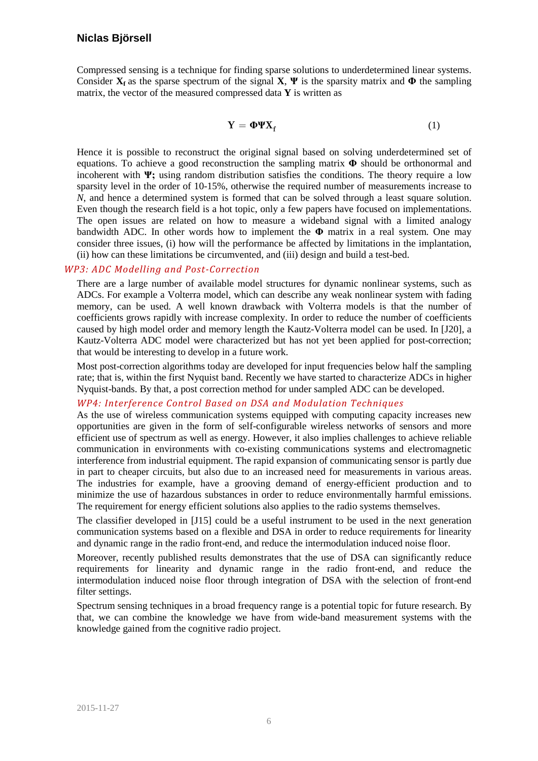Compressed sensing is a technique for finding sparse solutions to underdetermined linear systems. Consider $\mathbf{X}_\mathbf{f}$ as the sparse spectrum of the signal $\mathbf{X}$, $\mathbf{\Psi}$ is the sparsity matrix and $\mathbf{\Phi}$ the sampling matrix, the vector of the measured compressed data $\mathbf{Y}$ is written as

$$\mathbf{Y} = \mathbf{\Phi}\mathbf{\Psi}\mathbf{X}_\mathrm{f} \tag{1}$$

Hence it is possible to reconstruct the original signal based on solving underdetermined set of equations. To achieve a good reconstruction the sampling matrix $\mathbf{\Phi}$ should be orthonormal and incoherent with $\mathbf{\Psi}$**;** using random distribution satisfies the conditions. The theory require a low sparsity level in the order of 10-15%, otherwise the required number of measurements increase to $N$, and hence a determined system is formed that can be solved through a least square solution. Even though the research field is a hot topic, only a few papers have focused on implementations. The open issues are related on how to measure a wideband signal with a limited analogy bandwidth ADC. In other words how to implement the $\mathbf{\Phi}$ matrix in a real system. One may consider three issues, (i) how will the performance be affected by limitations in the implantation, (ii) how can these limitations be circumvented, and (iii) design and build a test-bed.

### *WP3: ADC Modelling and Post-Correction*

There are a large number of available model structures for dynamic nonlinear systems, such as ADCs. For example a Volterra model, which can describe any weak nonlinear system with fading memory, can be used. A well known drawback with Volterra models is that the number of coefficients grows rapidly with increase complexity. In order to reduce the number of coefficients caused by high model order and memory length the Kautz-Volterra model can be used. In [J20], a Kautz-Volterra ADC model were characterized but has not yet been applied for post-correction; that would be interesting to develop in a future work.

Most post-correction algorithms today are developed for input frequencies below half the sampling rate; that is, within the first Nyquist band. Recently we have started to characterize ADCs in higher Nyquist-bands. By that, a post correction method for under sampled ADC can be developed.

### *WP4: Interference Control Based on DSA and Modulation Techniques*

As the use of wireless communication systems equipped with computing capacity increases new opportunities are given in the form of self-configurable wireless networks of sensors and more efficient use of spectrum as well as energy. However, it also implies challenges to achieve reliable communication in environments with co-existing communications systems and electromagnetic interference from industrial equipment. The rapid expansion of communicating sensor is partly due in part to cheaper circuits, but also due to an increased need for measurements in various areas. The industries for example, have a grooving demand of energy-efficient production and to minimize the use of hazardous substances in order to reduce environmentally harmful emissions. The requirement for energy efficient solutions also applies to the radio systems themselves.

The classifier developed in [J15] could be a useful instrument to be used in the next generation communication systems based on a flexible and DSA in order to reduce requirements for linearity and dynamic range in the radio front-end, and reduce the intermodulation induced noise floor.

Moreover, recently published results demonstrates that the use of DSA can significantly reduce requirements for linearity and dynamic range in the radio front-end, and reduce the intermodulation induced noise floor through integration of DSA with the selection of front-end filter settings.

Spectrum sensing techniques in a broad frequency range is a potential topic for future research. By that, we can combine the knowledge we have from wide-band measurement systems with the knowledge gained from the cognitive radio project.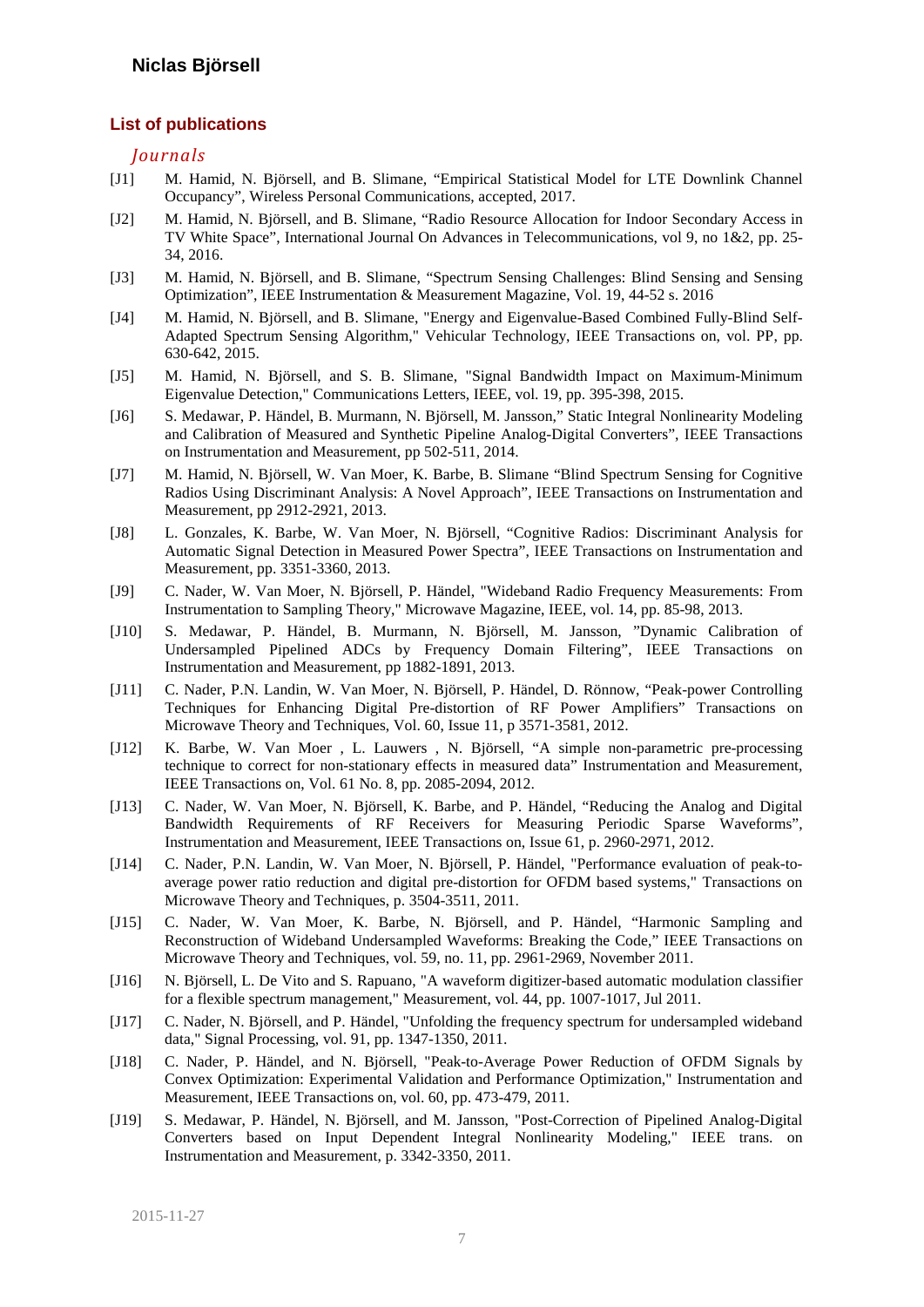**Niclas Björsell**

## List of publications

### *Journals*

- [J1] M. Hamid, N. Björsell, and B. Slimane, "Empirical Statistical Model for LTE Downlink Channel Occupancy", Wireless Personal Communications, accepted, 2017.
- [J2] M. Hamid, N. Björsell, and B. Slimane, "Radio Resource Allocation for Indoor Secondary Access in TV White Space", International Journal On Advances in Telecommunications, vol 9, no 1&2, pp. 25-34, 2016.
- [J3] M. Hamid, N. Björsell, and B. Slimane, "Spectrum Sensing Challenges: Blind Sensing and Sensing Optimization", IEEE Instrumentation & Measurement Magazine, Vol. 19, 44-52 s. 2016
- [J4] M. Hamid, N. Björsell, and B. Slimane, "Energy and Eigenvalue-Based Combined Fully-Blind Self-Adapted Spectrum Sensing Algorithm," Vehicular Technology, IEEE Transactions on, vol. PP, pp. 630-642, 2015.
- [J5] M. Hamid, N. Björsell, and S. B. Slimane, "Signal Bandwidth Impact on Maximum-Minimum Eigenvalue Detection," Communications Letters, IEEE, vol. 19, pp. 395-398, 2015.
- [J6] S. Medawar, P. Händel, B. Murmann, N. Björsell, M. Jansson," Static Integral Nonlinearity Modeling and Calibration of Measured and Synthetic Pipeline Analog-Digital Converters", IEEE Transactions on Instrumentation and Measurement, pp 502-511, 2014.
- [J7] M. Hamid, N. Björsell, W. Van Moer, K. Barbe, B. Slimane "Blind Spectrum Sensing for Cognitive Radios Using Discriminant Analysis: A Novel Approach", IEEE Transactions on Instrumentation and Measurement, pp 2912-2921, 2013.
- [J8] L. Gonzales, K. Barbe, W. Van Moer, N. Björsell, "Cognitive Radios: Discriminant Analysis for Automatic Signal Detection in Measured Power Spectra", IEEE Transactions on Instrumentation and Measurement, pp. 3351-3360, 2013.
- [J9] C. Nader, W. Van Moer, N. Björsell, P. Händel, "Wideband Radio Frequency Measurements: From Instrumentation to Sampling Theory," Microwave Magazine, IEEE, vol. 14, pp. 85-98, 2013.
- [J10] S. Medawar, P. Händel, B. Murmann, N. Björsell, M. Jansson, "Dynamic Calibration of Undersampled Pipelined ADCs by Frequency Domain Filtering", IEEE Transactions on Instrumentation and Measurement, pp 1882-1891, 2013.
- [J11] C. Nader, P.N. Landin, W. Van Moer, N. Björsell, P. Händel, D. Rönnow, "Peak-power Controlling Techniques for Enhancing Digital Pre-distortion of RF Power Amplifiers" Transactions on Microwave Theory and Techniques, Vol. 60, Issue 11, p 3571-3581, 2012.
- [J12] K. Barbe, W. Van Moer , L. Lauwers , N. Björsell, "A simple non-parametric pre-processing technique to correct for non-stationary effects in measured data" Instrumentation and Measurement, IEEE Transactions on, Vol. 61 No. 8, pp. 2085-2094, 2012.
- [J13] C. Nader, W. Van Moer, N. Björsell, K. Barbe, and P. Händel, "Reducing the Analog and Digital Bandwidth Requirements of RF Receivers for Measuring Periodic Sparse Waveforms", Instrumentation and Measurement, IEEE Transactions on, Issue 61, p. 2960-2971, 2012.
- [J14] C. Nader, P.N. Landin, W. Van Moer, N. Björsell, P. Händel, "Performance evaluation of peak-to-average power ratio reduction and digital pre-distortion for OFDM based systems," Transactions on Microwave Theory and Techniques, p. 3504-3511, 2011.
- [J15] C. Nader, W. Van Moer, K. Barbe, N. Björsell, and P. Händel, "Harmonic Sampling and Reconstruction of Wideband Undersampled Waveforms: Breaking the Code," IEEE Transactions on Microwave Theory and Techniques, vol. 59, no. 11, pp. 2961-2969, November 2011.
- [J16] N. Björsell, L. De Vito and S. Rapuano, "A waveform digitizer-based automatic modulation classifier for a flexible spectrum management," Measurement, vol. 44, pp. 1007-1017, Jul 2011.
- [J17] C. Nader, N. Björsell, and P. Händel, "Unfolding the frequency spectrum for undersampled wideband data," Signal Processing, vol. 91, pp. 1347-1350, 2011.
- [J18] C. Nader, P. Händel, and N. Björsell, "Peak-to-Average Power Reduction of OFDM Signals by Convex Optimization: Experimental Validation and Performance Optimization," Instrumentation and Measurement, IEEE Transactions on, vol. 60, pp. 473-479, 2011.
- [J19] S. Medawar, P. Händel, N. Björsell, and M. Jansson, "Post-Correction of Pipelined Analog-Digital Converters based on Input Dependent Integral Nonlinearity Modeling," IEEE trans. on Instrumentation and Measurement, p. 3342-3350, 2011.

2015-11-27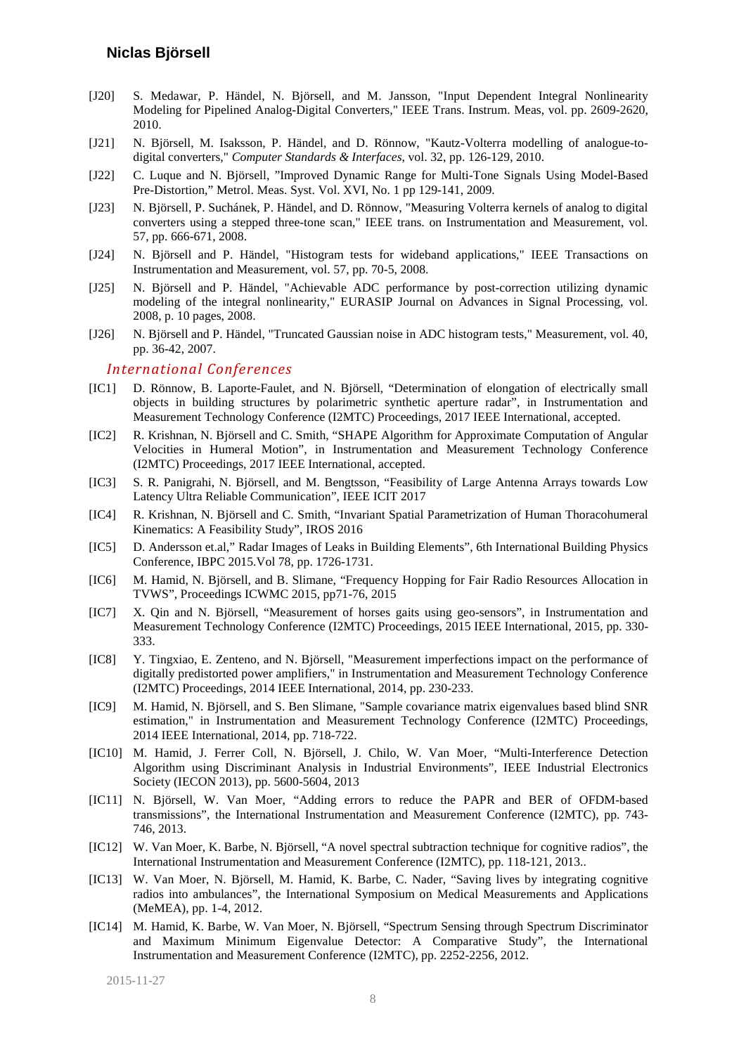[J20] S. Medawar, P. Händel, N. Björsell, and M. Jansson, "Input Dependent Integral Nonlinearity Modeling for Pipelined Analog-Digital Converters," IEEE Trans. Instrum. Meas, vol. pp. 2609-2620, 2010.

[J21] N. Björsell, M. Isaksson, P. Händel, and D. Rönnow, "Kautz-Volterra modelling of analogue-to-digital converters," *Computer Standards & Interfaces*, vol. 32, pp. 126-129, 2010.

[J22] C. Luque and N. Björsell, "Improved Dynamic Range for Multi-Tone Signals Using Model-Based Pre-Distortion," Metrol. Meas. Syst. Vol. XVI, No. 1 pp 129-141, 2009.

[J23] N. Björsell, P. Suchánek, P. Händel, and D. Rönnow, "Measuring Volterra kernels of analog to digital converters using a stepped three-tone scan," IEEE trans. on Instrumentation and Measurement, vol. 57, pp. 666-671, 2008.

[J24] N. Björsell and P. Händel, "Histogram tests for wideband applications," IEEE Transactions on Instrumentation and Measurement, vol. 57, pp. 70-5, 2008.

[J25] N. Björsell and P. Händel, "Achievable ADC performance by post-correction utilizing dynamic modeling of the integral nonlinearity," EURASIP Journal on Advances in Signal Processing, vol. 2008, p. 10 pages, 2008.

[J26] N. Björsell and P. Händel, "Truncated Gaussian noise in ADC histogram tests," Measurement, vol. 40, pp. 36-42, 2007.

### *International Conferences*

[IC1] D. Rönnow, B. Laporte-Faulet, and N. Björsell, "Determination of elongation of electrically small objects in building structures by polarimetric synthetic aperture radar", in Instrumentation and Measurement Technology Conference (I2MTC) Proceedings, 2017 IEEE International, accepted.

[IC2] R. Krishnan, N. Björsell and C. Smith, "SHAPE Algorithm for Approximate Computation of Angular Velocities in Humeral Motion", in Instrumentation and Measurement Technology Conference (I2MTC) Proceedings, 2017 IEEE International, accepted.

[IC3] S. R. Panigrahi, N. Björsell, and M. Bengtsson, "Feasibility of Large Antenna Arrays towards Low Latency Ultra Reliable Communication", IEEE ICIT 2017

[IC4] R. Krishnan, N. Björsell and C. Smith, "Invariant Spatial Parametrization of Human Thoracohumeral Kinematics: A Feasibility Study", IROS 2016

[IC5] D. Andersson et.al," Radar Images of Leaks in Building Elements", 6th International Building Physics Conference, IBPC 2015.Vol 78, pp. 1726-1731.

[IC6] M. Hamid, N. Björsell, and B. Slimane, "Frequency Hopping for Fair Radio Resources Allocation in TVWS", Proceedings ICWMC 2015, pp71-76, 2015

[IC7] X. Qin and N. Björsell, "Measurement of horses gaits using geo-sensors", in Instrumentation and Measurement Technology Conference (I2MTC) Proceedings, 2015 IEEE International, 2015, pp. 330-333.

[IC8] Y. Tingxiao, E. Zenteno, and N. Björsell, "Measurement imperfections impact on the performance of digitally predistorted power amplifiers," in Instrumentation and Measurement Technology Conference (I2MTC) Proceedings, 2014 IEEE International, 2014, pp. 230-233.

[IC9] M. Hamid, N. Björsell, and S. Ben Slimane, "Sample covariance matrix eigenvalues based blind SNR estimation," in Instrumentation and Measurement Technology Conference (I2MTC) Proceedings, 2014 IEEE International, 2014, pp. 718-722.

[IC10] M. Hamid, J. Ferrer Coll, N. Björsell, J. Chilo, W. Van Moer, "Multi-Interference Detection Algorithm using Discriminant Analysis in Industrial Environments", IEEE Industrial Electronics Society (IECON 2013), pp. 5600-5604, 2013

[IC11] N. Björsell, W. Van Moer, "Adding errors to reduce the PAPR and BER of OFDM-based transmissions", the International Instrumentation and Measurement Conference (I2MTC), pp. 743-746, 2013.

[IC12] W. Van Moer, K. Barbe, N. Björsell, "A novel spectral subtraction technique for cognitive radios", the International Instrumentation and Measurement Conference (I2MTC), pp. 118-121, 2013..

[IC13] W. Van Moer, N. Björsell, M. Hamid, K. Barbe, C. Nader, "Saving lives by integrating cognitive radios into ambulances", the International Symposium on Medical Measurements and Applications (MeMEA), pp. 1-4, 2012.

[IC14] M. Hamid, K. Barbe, W. Van Moer, N. Björsell, "Spectrum Sensing through Spectrum Discriminator and Maximum Minimum Eigenvalue Detector: A Comparative Study", the International Instrumentation and Measurement Conference (I2MTC), pp. 2252-2256, 2012.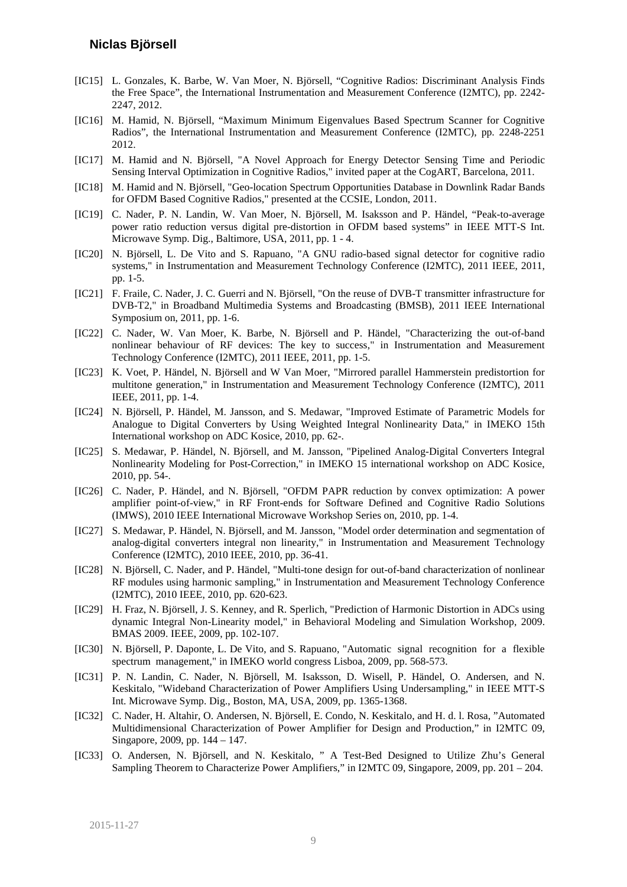- [IC15] L. Gonzales, K. Barbe, W. Van Moer, N. Björsell, “Cognitive Radios: Discriminant Analysis Finds the Free Space”, the International Instrumentation and Measurement Conference (I2MTC), pp. 2242-2247, 2012.
- [IC16] M. Hamid, N. Björsell, “Maximum Minimum Eigenvalues Based Spectrum Scanner for Cognitive Radios”, the International Instrumentation and Measurement Conference (I2MTC), pp. 2248-2251 2012.
- [IC17] M. Hamid and N. Björsell, "A Novel Approach for Energy Detector Sensing Time and Periodic Sensing Interval Optimization in Cognitive Radios," invited paper at the CogART, Barcelona, 2011.
- [IC18] M. Hamid and N. Björsell, "Geo-location Spectrum Opportunities Database in Downlink Radar Bands for OFDM Based Cognitive Radios," presented at the CCSIE, London, 2011.
- [IC19] C. Nader, P. N. Landin, W. Van Moer, N. Björsell, M. Isaksson and P. Händel, “Peak-to-average power ratio reduction versus digital pre-distortion in OFDM based systems” in IEEE MTT-S Int. Microwave Symp. Dig., Baltimore, USA, 2011, pp. 1 - 4.
- [IC20] N. Björsell, L. De Vito and S. Rapuano, "A GNU radio-based signal detector for cognitive radio systems," in Instrumentation and Measurement Technology Conference (I2MTC), 2011 IEEE, 2011, pp. 1-5.
- [IC21] F. Fraile, C. Nader, J. C. Guerri and N. Björsell, "On the reuse of DVB-T transmitter infrastructure for DVB-T2," in Broadband Multimedia Systems and Broadcasting (BMSB), 2011 IEEE International Symposium on, 2011, pp. 1-6.
- [IC22] C. Nader, W. Van Moer, K. Barbe, N. Björsell and P. Händel, "Characterizing the out-of-band nonlinear behaviour of RF devices: The key to success," in Instrumentation and Measurement Technology Conference (I2MTC), 2011 IEEE, 2011, pp. 1-5.
- [IC23] K. Voet, P. Händel, N. Björsell and W Van Moer, "Mirrored parallel Hammerstein predistortion for multitone generation," in Instrumentation and Measurement Technology Conference (I2MTC), 2011 IEEE, 2011, pp. 1-4.
- [IC24] N. Björsell, P. Händel, M. Jansson, and S. Medawar, "Improved Estimate of Parametric Models for Analogue to Digital Converters by Using Weighted Integral Nonlinearity Data," in IMEKO 15th International workshop on ADC Kosice, 2010, pp. 62-.
- [IC25] S. Medawar, P. Händel, N. Björsell, and M. Jansson, "Pipelined Analog-Digital Converters Integral Nonlinearity Modeling for Post-Correction," in IMEKO 15 international workshop on ADC Kosice, 2010, pp. 54-.
- [IC26] C. Nader, P. Händel, and N. Björsell, "OFDM PAPR reduction by convex optimization: A power amplifier point-of-view," in RF Front-ends for Software Defined and Cognitive Radio Solutions (IMWS), 2010 IEEE International Microwave Workshop Series on, 2010, pp. 1-4.
- [IC27] S. Medawar, P. Händel, N. Björsell, and M. Jansson, "Model order determination and segmentation of analog-digital converters integral non linearity," in Instrumentation and Measurement Technology Conference (I2MTC), 2010 IEEE, 2010, pp. 36-41.
- [IC28] N. Björsell, C. Nader, and P. Händel, "Multi-tone design for out-of-band characterization of nonlinear RF modules using harmonic sampling," in Instrumentation and Measurement Technology Conference (I2MTC), 2010 IEEE, 2010, pp. 620-623.
- [IC29] H. Fraz, N. Björsell, J. S. Kenney, and R. Sperlich, "Prediction of Harmonic Distortion in ADCs using dynamic Integral Non-Linearity model," in Behavioral Modeling and Simulation Workshop, 2009. BMAS 2009. IEEE, 2009, pp. 102-107.
- [IC30] N. Björsell, P. Daponte, L. De Vito, and S. Rapuano, "Automatic signal recognition for a flexible spectrum management," in IMEKO world congress Lisboa, 2009, pp. 568-573.
- [IC31] P. N. Landin, C. Nader, N. Björsell, M. Isaksson, D. Wisell, P. Händel, O. Andersen, and N. Keskitalo, "Wideband Characterization of Power Amplifiers Using Undersampling," in IEEE MTT-S Int. Microwave Symp. Dig., Boston, MA, USA, 2009, pp. 1365-1368.
- [IC32] C. Nader, H. Altahir, O. Andersen, N. Björsell, E. Condo, N. Keskitalo, and H. d. l. Rosa, ”Automated Multidimensional Characterization of Power Amplifier for Design and Production,” in I2MTC 09, Singapore, 2009, pp. 144 – 147.
- [IC33] O. Andersen, N. Björsell, and N. Keskitalo, ” A Test-Bed Designed to Utilize Zhu’s General Sampling Theorem to Characterize Power Amplifiers,” in I2MTC 09, Singapore, 2009, pp. 201 – 204.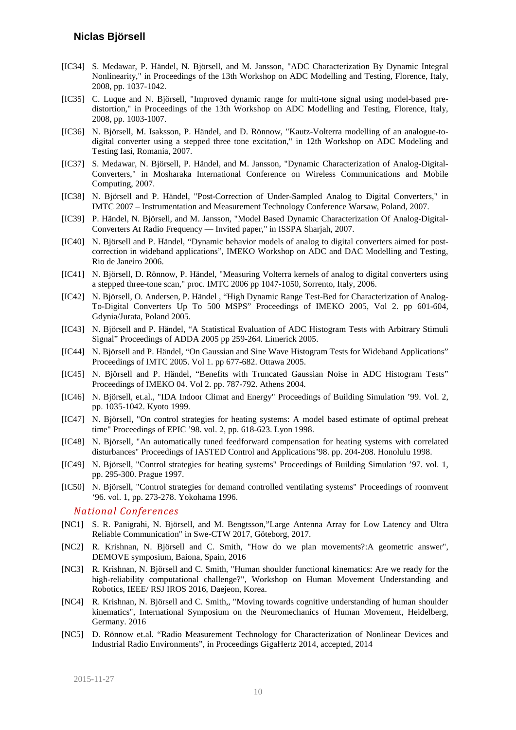[IC34] S. Medawar, P. Händel, N. Björsell, and M. Jansson, "ADC Characterization By Dynamic Integral Nonlinearity," in Proceedings of the 13th Workshop on ADC Modelling and Testing, Florence, Italy, 2008, pp. 1037-1042.

[IC35] C. Luque and N. Björsell, "Improved dynamic range for multi-tone signal using model-based pre-distortion," in Proceedings of the 13th Workshop on ADC Modelling and Testing, Florence, Italy, 2008, pp. 1003-1007.

[IC36] N. Björsell, M. Isaksson, P. Händel, and D. Rönnow, "Kautz-Volterra modelling of an analogue-to-digital converter using a stepped three tone excitation," in 12th Workshop on ADC Modeling and Testing Iasi, Romania, 2007.

[IC37] S. Medawar, N. Björsell, P. Händel, and M. Jansson, "Dynamic Characterization of Analog-Digital-Converters," in Mosharaka International Conference on Wireless Communications and Mobile Computing, 2007.

[IC38] N. Björsell and P. Händel, "Post-Correction of Under-Sampled Analog to Digital Converters," in IMTC 2007 – Instrumentation and Measurement Technology Conference Warsaw, Poland, 2007.

[IC39] P. Händel, N. Björsell, and M. Jansson, "Model Based Dynamic Characterization Of Analog-Digital-Converters At Radio Frequency — Invited paper," in ISSPA Sharjah, 2007.

[IC40] N. Björsell and P. Händel, "Dynamic behavior models of analog to digital converters aimed for post-correction in wideband applications", IMEKO Workshop on ADC and DAC Modelling and Testing, Rio de Janeiro 2006.

[IC41] N. Björsell, D. Rönnow, P. Händel, "Measuring Volterra kernels of analog to digital converters using a stepped three-tone scan," proc. IMTC 2006 pp 1047-1050, Sorrento, Italy, 2006.

[IC42] N. Björsell, O. Andersen, P. Händel , "High Dynamic Range Test-Bed for Characterization of Analog-To-Digital Converters Up To 500 MSPS" Proceedings of IMEKO 2005, Vol 2. pp 601-604, Gdynia/Jurata, Poland 2005.

[IC43] N. Björsell and P. Händel, "A Statistical Evaluation of ADC Histogram Tests with Arbitrary Stimuli Signal" Proceedings of ADDA 2005 pp 259-264. Limerick 2005.

[IC44] N. Björsell and P. Händel, "On Gaussian and Sine Wave Histogram Tests for Wideband Applications" Proceedings of IMTC 2005. Vol 1. pp 677-682. Ottawa 2005.

[IC45] N. Björsell and P. Händel, "Benefits with Truncated Gaussian Noise in ADC Histogram Tests" Proceedings of IMEKO 04. Vol 2. pp. 787-792. Athens 2004.

[IC46] N. Björsell, et.al., "IDA Indoor Climat and Energy" Proceedings of Building Simulation '99. Vol. 2, pp. 1035-1042. Kyoto 1999.

[IC47] N. Björsell, "On control strategies for heating systems: A model based estimate of optimal preheat time" Proceedings of EPIC '98. vol. 2, pp. 618-623. Lyon 1998.

[IC48] N. Björsell, "An automatically tuned feedforward compensation for heating systems with correlated disturbances" Proceedings of IASTED Control and Applications'98. pp. 204-208. Honolulu 1998.

[IC49] N. Björsell, "Control strategies for heating systems" Proceedings of Building Simulation '97. vol. 1, pp. 295-300. Prague 1997.

[IC50] N. Björsell, "Control strategies for demand controlled ventilating systems" Proceedings of roomvent '96. vol. 1, pp. 273-278. Yokohama 1996.

### *National Conferences*

[NC1] S. R. Panigrahi, N. Björsell, and M. Bengtsson,"Large Antenna Array for Low Latency and Ultra Reliable Communication" in Swe-CTW 2017, Göteborg, 2017.

[NC2] R. Krishnan, N. Björsell and C. Smith, "How do we plan movements?:A geometric answer", DEMOVE symposium, Baiona, Spain, 2016

[NC3] R. Krishnan, N. Björsell and C. Smith, "Human shoulder functional kinematics: Are we ready for the high-reliability computational challenge?", Workshop on Human Movement Understanding and Robotics, IEEE/ RSJ IROS 2016, Daejeon, Korea.

[NC4] R. Krishnan, N. Björsell and C. Smith,, "Moving towards cognitive understanding of human shoulder kinematics", International Symposium on the Neuromechanics of Human Movement, Heidelberg, Germany. 2016

[NC5] D. Rönnow et.al. "Radio Measurement Technology for Characterization of Nonlinear Devices and Industrial Radio Environments", in Proceedings GigaHertz 2014, accepted, 2014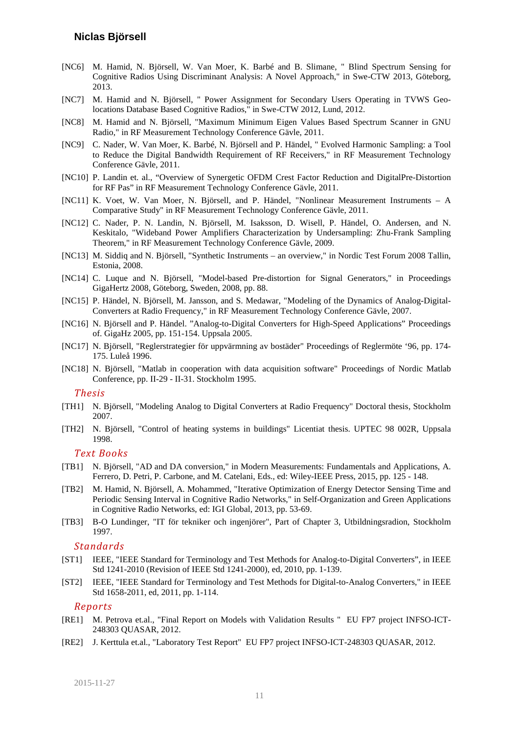[NC6] M. Hamid, N. Björsell, W. Van Moer, K. Barbé and B. Slimane, " Blind Spectrum Sensing for Cognitive Radios Using Discriminant Analysis: A Novel Approach," in Swe-CTW 2013, Göteborg, 2013.

[NC7] M. Hamid and N. Björsell, " Power Assignment for Secondary Users Operating in TVWS Geo-locations Database Based Cognitive Radios," in Swe-CTW 2012, Lund, 2012.

[NC8] M. Hamid and N. Björsell, "Maximum Minimum Eigen Values Based Spectrum Scanner in GNU Radio," in RF Measurement Technology Conference Gävle, 2011.

[NC9] C. Nader, W. Van Moer, K. Barbé, N. Björsell and P. Händel, " Evolved Harmonic Sampling: a Tool to Reduce the Digital Bandwidth Requirement of RF Receivers," in RF Measurement Technology Conference Gävle, 2011.

[NC10] P. Landin et. al., "Overview of Synergetic OFDM Crest Factor Reduction and DigitalPre-Distortion for RF Pas" in RF Measurement Technology Conference Gävle, 2011.

[NC11] K. Voet, W. Van Moer, N. Björsell, and P. Händel, "Nonlinear Measurement Instruments – A Comparative Study" in RF Measurement Technology Conference Gävle, 2011.

[NC12] C. Nader, P. N. Landin, N. Björsell, M. Isaksson, D. Wisell, P. Händel, O. Andersen, and N. Keskitalo, "Wideband Power Amplifiers Characterization by Undersampling: Zhu-Frank Sampling Theorem," in RF Measurement Technology Conference Gävle, 2009.

[NC13] M. Siddiq and N. Björsell, "Synthetic Instruments – an overview," in Nordic Test Forum 2008 Tallin, Estonia, 2008.

[NC14] C. Luque and N. Björsell, "Model-based Pre-distortion for Signal Generators," in Proceedings GigaHertz 2008, Göteborg, Sweden, 2008, pp. 88.

[NC15] P. Händel, N. Björsell, M. Jansson, and S. Medawar, "Modeling of the Dynamics of Analog-Digital-Converters at Radio Frequency," in RF Measurement Technology Conference Gävle, 2007.

[NC16] N. Björsell and P. Händel. "Analog-to-Digital Converters for High-Speed Applications" Proceedings of. GigaHz 2005, pp. 151-154. Uppsala 2005.

[NC17] N. Björsell, "Reglerstrategier för uppvärmning av bostäder" Proceedings of Reglermöte '96, pp. 174-175. Luleå 1996.

[NC18] N. Björsell, "Matlab in cooperation with data acquisition software" Proceedings of Nordic Matlab Conference, pp. II-29 - II-31. Stockholm 1995.

### *Thesis*

[TH1] N. Björsell, "Modeling Analog to Digital Converters at Radio Frequency" Doctoral thesis, Stockholm 2007.

[TH2] N. Björsell, "Control of heating systems in buildings" Licentiat thesis. UPTEC 98 002R, Uppsala 1998.

### *Text Books*

[TB1] N. Björsell, "AD and DA conversion," in Modern Measurements: Fundamentals and Applications, A. Ferrero, D. Petri, P. Carbone, and M. Catelani, Eds., ed: Wiley-IEEE Press, 2015, pp. 125 - 148.

[TB2] M. Hamid, N. Björsell, A. Mohammed, "Iterative Optimization of Energy Detector Sensing Time and Periodic Sensing Interval in Cognitive Radio Networks," in Self-Organization and Green Applications in Cognitive Radio Networks, ed: IGI Global, 2013, pp. 53-69.

[TB3] B-O Lundinger, "IT för tekniker och ingenjörer", Part of Chapter 3, Utbildningsradion, Stockholm 1997.

### *Standards*

[ST1] IEEE, "IEEE Standard for Terminology and Test Methods for Analog-to-Digital Converters", in IEEE Std 1241-2010 (Revision of IEEE Std 1241-2000), ed, 2010, pp. 1-139.

[ST2] IEEE, "IEEE Standard for Terminology and Test Methods for Digital-to-Analog Converters," in IEEE Std 1658-2011, ed, 2011, pp. 1-114.

### *Reports*

[RE1] M. Petrova et.al., "Final Report on Models with Validation Results " EU FP7 project INFSO-ICT-248303 QUASAR, 2012.

[RE2] J. Kerttula et.al., "Laboratory Test Report" EU FP7 project INFSO-ICT-248303 QUASAR, 2012.

2015-11-27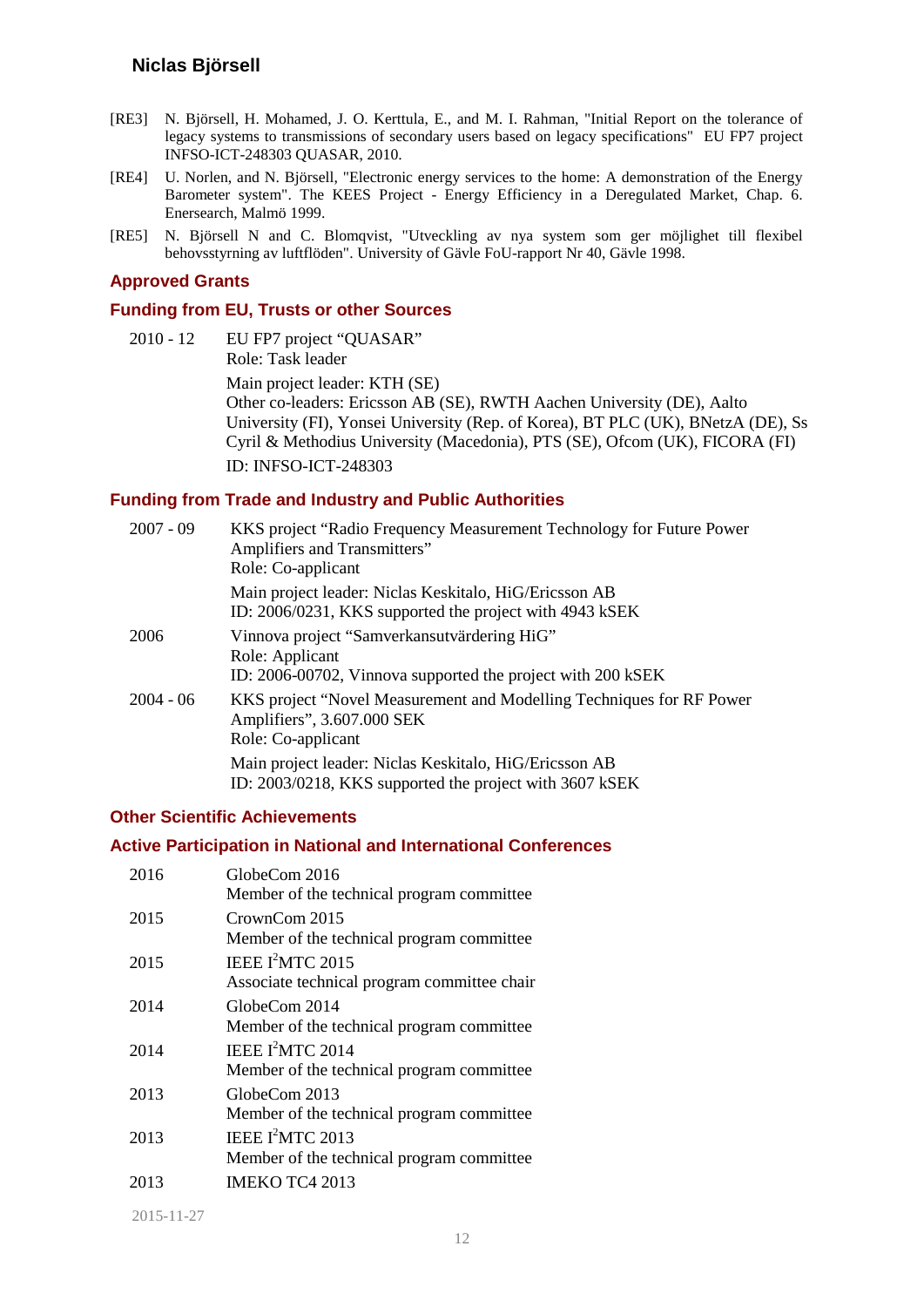[RE3] N. Björsell, H. Mohamed, J. O. Kerttula, E., and M. I. Rahman, "Initial Report on the tolerance of legacy systems to transmissions of secondary users based on legacy specifications" EU FP7 project INFSO-ICT-248303 QUASAR, 2010.

[RE4] U. Norlen, and N. Björsell, "Electronic energy services to the home: A demonstration of the Energy Barometer system". The KEES Project - Energy Efficiency in a Deregulated Market, Chap. 6. Enersearch, Malmö 1999.

[RE5] N. Björsell N and C. Blomqvist, "Utveckling av nya system som ger möjlighet till flexibel behovsstyrning av luftflöden". University of Gävle FoU-rapport Nr 40, Gävle 1998.

## Approved Grants

### Funding from EU, Trusts or other Sources

2010 - 12 EU FP7 project "QUASAR"
Role: Task leader
Main project leader: KTH (SE)
Other co-leaders: Ericsson AB (SE), RWTH Aachen University (DE), Aalto University (FI), Yonsei University (Rep. of Korea), BT PLC (UK), BNetzA (DE), Ss Cyril & Methodius University (Macedonia), PTS (SE), Ofcom (UK), FICORA (FI)
ID: INFSO-ICT-248303

### Funding from Trade and Industry and Public Authorities

2007 - 09 KKS project "Radio Frequency Measurement Technology for Future Power Amplifiers and Transmitters"
Role: Co-applicant
Main project leader: Niclas Keskitalo, HiG/Ericsson AB
ID: 2006/0231, KKS supported the project with 4943 kSEK

2006 Vinnova project "Samverkansutvärdering HiG"
Role: Applicant
ID: 2006-00702, Vinnova supported the project with 200 kSEK

2004 - 06 KKS project "Novel Measurement and Modelling Techniques for RF Power Amplifiers", 3.607.000 SEK
Role: Co-applicant
Main project leader: Niclas Keskitalo, HiG/Ericsson AB
ID: 2003/0218, KKS supported the project with 3607 kSEK

## Other Scientific Achievements

### Active Participation in National and International Conferences

2016 GlobeCom 2016
Member of the technical program committee

2015 CrownCom 2015
Member of the technical program committee

2015 IEEE I$^2$MTC 2015
Associate technical program committee chair

2014 GlobeCom 2014
Member of the technical program committee

2014 IEEE I$^2$MTC 2014
Member of the technical program committee

2013 GlobeCom 2013
Member of the technical program committee

2013 IEEE I$^2$MTC 2013
Member of the technical program committee

2013 IMEKO TC4 2013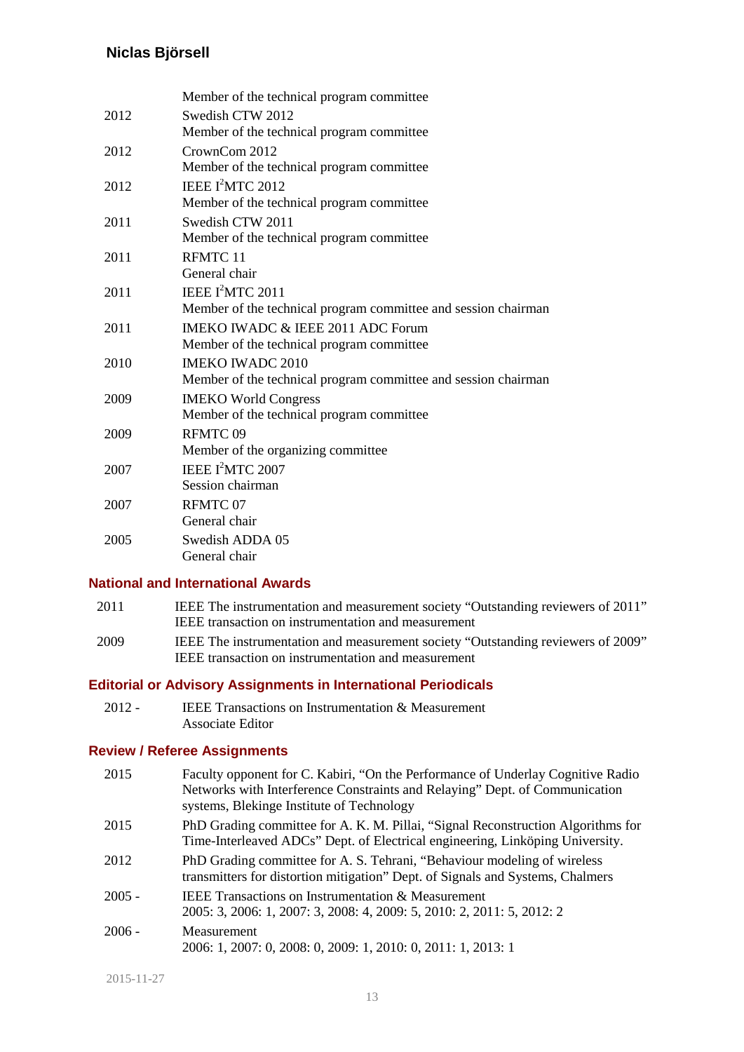| | Member of the technical program committee |
|---|---|
| 2012 | Swedish CTW 2012<br>Member of the technical program committee |
| 2012 | CrownCom 2012<br>Member of the technical program committee |
| 2012 | IEEE $I^2$MTC 2012<br>Member of the technical program committee |
| 2011 | Swedish CTW 2011<br>Member of the technical program committee |
| 2011 | RFMTC 11<br>General chair |
| 2011 | IEEE $I^2$MTC 2011<br>Member of the technical program committee and session chairman |
| 2011 | IMEKO IWADC & IEEE 2011 ADC Forum<br>Member of the technical program committee |
| 2010 | IMEKO IWADC 2010<br>Member of the technical program committee and session chairman |
| 2009 | IMEKO World Congress<br>Member of the technical program committee |
| 2009 | RFMTC 09<br>Member of the organizing committee |
| 2007 | IEEE $I^2$MTC 2007<br>Session chairman |
| 2007 | RFMTC 07<br>General chair |
| 2005 | Swedish ADDA 05<br>General chair |

## National and International Awards

| | |
|---|---|
| 2011 | IEEE The instrumentation and measurement society "Outstanding reviewers of 2011"<br>IEEE transaction on instrumentation and measurement |
| 2009 | IEEE The instrumentation and measurement society "Outstanding reviewers of 2009"<br>IEEE transaction on instrumentation and measurement |

## Editorial or Advisory Assignments in International Periodicals

| | |
|---|---|
| 2012 - | IEEE Transactions on Instrumentation & Measurement<br>Associate Editor |

## Review / Referee Assignments

| | |
|---|---|
| 2015 | Faculty opponent for C. Kabiri, "On the Performance of Underlay Cognitive Radio Networks with Interference Constraints and Relaying" Dept. of Communication systems, Blekinge Institute of Technology |
| 2015 | PhD Grading committee for A. K. M. Pillai, "Signal Reconstruction Algorithms for Time-Interleaved ADCs" Dept. of Electrical engineering, Linköping University. |
| 2012 | PhD Grading committee for A. S. Tehrani, "Behaviour modeling of wireless transmitters for distortion mitigation" Dept. of Signals and Systems, Chalmers |
| 2005 - | IEEE Transactions on Instrumentation & Measurement<br>2005: 3, 2006: 1, 2007: 3, 2008: 4, 2009: 5, 2010: 2, 2011: 5, 2012: 2 |
| 2006 - | Measurement<br>2006: 1, 2007: 0, 2008: 0, 2009: 1, 2010: 0, 2011: 1, 2013: 1 |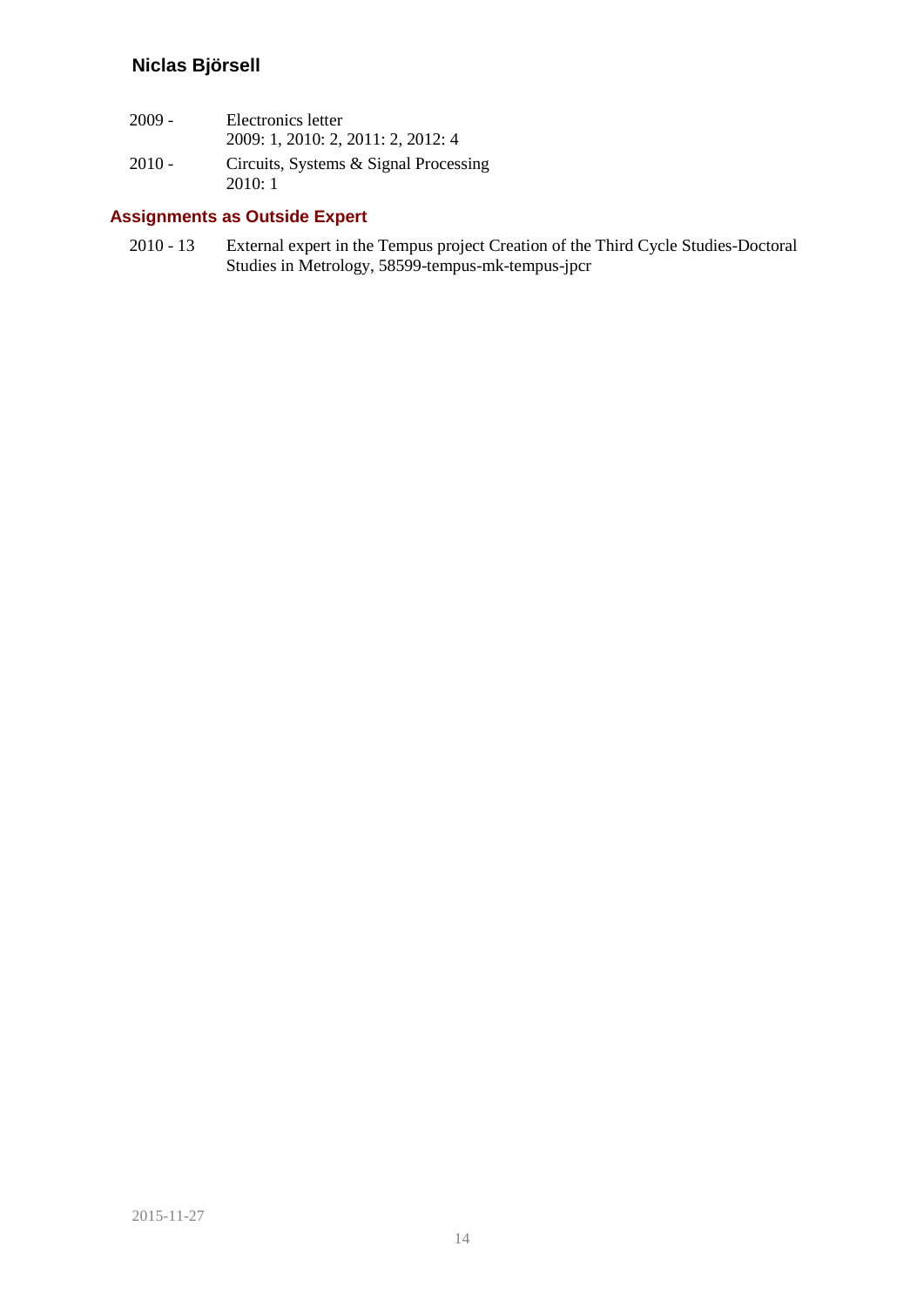2009 - Electronics letter
2009: 1, 2010: 2, 2011: 2, 2012: 4

2010 - Circuits, Systems & Signal Processing
2010: 1

## Assignments as Outside Expert

2010 - 13 External expert in the Tempus project Creation of the Third Cycle Studies-Doctoral Studies in Metrology, 58599-tempus-mk-tempus-jpcr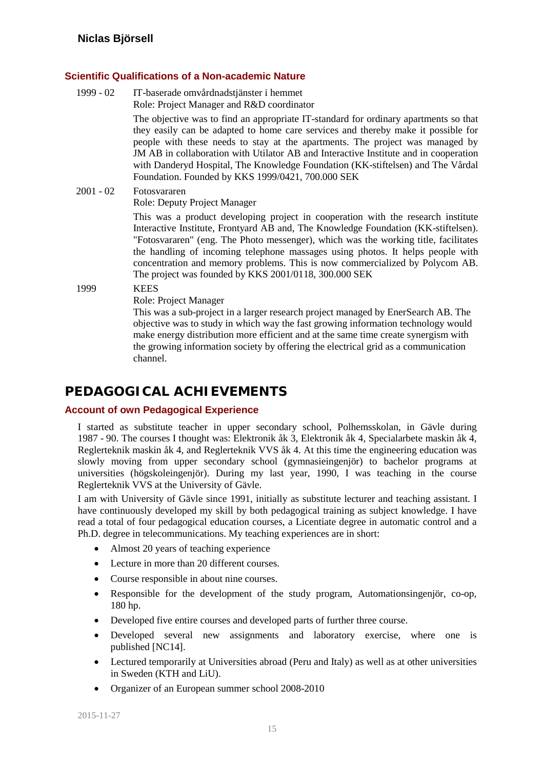### Scientific Qualifications of a Non-academic Nature

1999 - 02 IT-baserade omvårdnadstjänster i hemmet
Role: Project Manager and R&D coordinator

The objective was to find an appropriate IT-standard for ordinary apartments so that they easily can be adapted to home care services and thereby make it possible for people with these needs to stay at the apartments. The project was managed by JM AB in collaboration with Utilator AB and Interactive Institute and in cooperation with Danderyd Hospital, The Knowledge Foundation (KK-stiftelsen) and The Vårdal Foundation. Founded by KKS 1999/0421, 700.000 SEK

2001 - 02 Fotosvararen
Role: Deputy Project Manager

This was a product developing project in cooperation with the research institute Interactive Institute, Frontyard AB and, The Knowledge Foundation (KK-stiftelsen). "Fotosvararen" (eng. The Photo messenger), which was the working title, facilitates the handling of incoming telephone massages using photos. It helps people with concentration and memory problems. This is now commercialized by Polycom AB. The project was founded by KKS 2001/0118, 300.000 SEK

1999 KEES
Role: Project Manager
This was a sub-project in a larger research project managed by EnerSearch AB. The objective was to study in which way the fast growing information technology would make energy distribution more efficient and at the same time create synergism with the growing information society by offering the electrical grid as a communication channel.

## PEDAGOGICAL ACHIEVEMENTS

### Account of own Pedagogical Experience

I started as substitute teacher in upper secondary school, Polhemsskolan, in Gävle during 1987 - 90. The courses I thought was: Elektronik åk 3, Elektronik åk 4, Specialarbete maskin åk 4, Reglerteknik maskin åk 4, and Reglerteknik VVS åk 4. At this time the engineering education was slowly moving from upper secondary school (gymnasieingenjör) to bachelor programs at universities (högskoleingenjör). During my last year, 1990, I was teaching in the course Reglerteknik VVS at the University of Gävle.

I am with University of Gävle since 1991, initially as substitute lecturer and teaching assistant. I have continuously developed my skill by both pedagogical training as subject knowledge. I have read a total of four pedagogical education courses, a Licentiate degree in automatic control and a Ph.D. degree in telecommunications. My teaching experiences are in short:

- Almost 20 years of teaching experience
- Lecture in more than 20 different courses.
- Course responsible in about nine courses.
- Responsible for the development of the study program, Automationsingenjör, co-op, 180 hp.
- Developed five entire courses and developed parts of further three course.
- Developed several new assignments and laboratory exercise, where one is published [NC14].
- Lectured temporarily at Universities abroad (Peru and Italy) as well as at other universities in Sweden (KTH and LiU).
- Organizer of an European summer school 2008-2010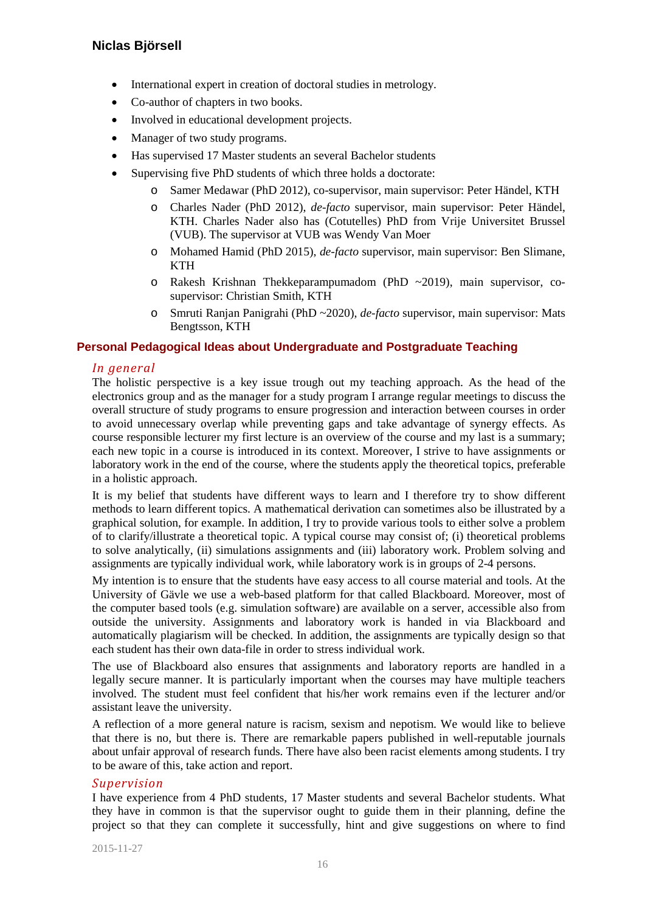- International expert in creation of doctoral studies in metrology.
- Co-author of chapters in two books.
- Involved in educational development projects.
- Manager of two study programs.
- Has supervised 17 Master students an several Bachelor students
- Supervising five PhD students of which three holds a doctorate:
    - Samer Medawar (PhD 2012), co-supervisor, main supervisor: Peter Händel, KTH
    - Charles Nader (PhD 2012), *de-facto* supervisor, main supervisor: Peter Händel, KTH. Charles Nader also has (Cotutelles) PhD from Vrije Universitet Brussel (VUB). The supervisor at VUB was Wendy Van Moer
    - Mohamed Hamid (PhD 2015), *de-facto* supervisor, main supervisor: Ben Slimane, KTH
    - Rakesh Krishnan Thekkeparampumadom (PhD ~2019), main supervisor, co-supervisor: Christian Smith, KTH
    - Smruti Ranjan Panigrahi (PhD ~2020), *de-facto* supervisor, main supervisor: Mats Bengtsson, KTH

## Personal Pedagogical Ideas about Undergraduate and Postgraduate Teaching

### *In general*

The holistic perspective is a key issue trough out my teaching approach. As the head of the electronics group and as the manager for a study program I arrange regular meetings to discuss the overall structure of study programs to ensure progression and interaction between courses in order to avoid unnecessary overlap while preventing gaps and take advantage of synergy effects. As course responsible lecturer my first lecture is an overview of the course and my last is a summary; each new topic in a course is introduced in its context. Moreover, I strive to have assignments or laboratory work in the end of the course, where the students apply the theoretical topics, preferable in a holistic approach.

It is my belief that students have different ways to learn and I therefore try to show different methods to learn different topics. A mathematical derivation can sometimes also be illustrated by a graphical solution, for example. In addition, I try to provide various tools to either solve a problem of to clarify/illustrate a theoretical topic. A typical course may consist of; (i) theoretical problems to solve analytically, (ii) simulations assignments and (iii) laboratory work. Problem solving and assignments are typically individual work, while laboratory work is in groups of 2-4 persons.

My intention is to ensure that the students have easy access to all course material and tools. At the University of Gävle we use a web-based platform for that called Blackboard. Moreover, most of the computer based tools (e.g. simulation software) are available on a server, accessible also from outside the university. Assignments and laboratory work is handed in via Blackboard and automatically plagiarism will be checked. In addition, the assignments are typically design so that each student has their own data-file in order to stress individual work.

The use of Blackboard also ensures that assignments and laboratory reports are handled in a legally secure manner. It is particularly important when the courses may have multiple teachers involved. The student must feel confident that his/her work remains even if the lecturer and/or assistant leave the university.

A reflection of a more general nature is racism, sexism and nepotism. We would like to believe that there is no, but there is. There are remarkable papers published in well-reputable journals about unfair approval of research funds. There have also been racist elements among students. I try to be aware of this, take action and report.

### *Supervision*

I have experience from 4 PhD students, 17 Master students and several Bachelor students. What they have in common is that the supervisor ought to guide them in their planning, define the project so that they can complete it successfully, hint and give suggestions on where to find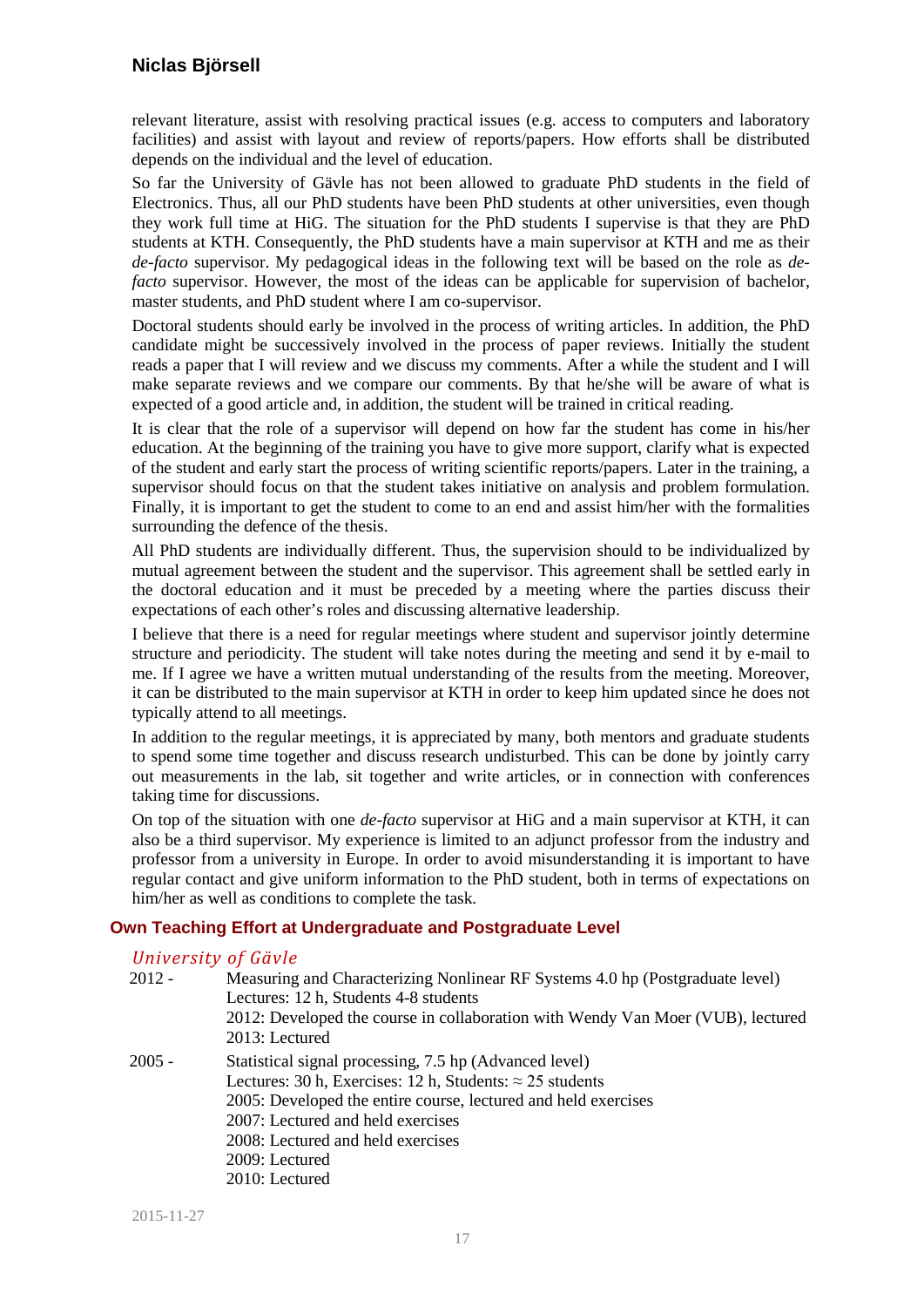relevant literature, assist with resolving practical issues (e.g. access to computers and laboratory facilities) and assist with layout and review of reports/papers. How efforts shall be distributed depends on the individual and the level of education.

So far the University of Gävle has not been allowed to graduate PhD students in the field of Electronics. Thus, all our PhD students have been PhD students at other universities, even though they work full time at HiG. The situation for the PhD students I supervise is that they are PhD students at KTH. Consequently, the PhD students have a main supervisor at KTH and me as their *de-facto* supervisor. My pedagogical ideas in the following text will be based on the role as *de-facto* supervisor. However, the most of the ideas can be applicable for supervision of bachelor, master students, and PhD student where I am co-supervisor.

Doctoral students should early be involved in the process of writing articles. In addition, the PhD candidate might be successively involved in the process of paper reviews. Initially the student reads a paper that I will review and we discuss my comments. After a while the student and I will make separate reviews and we compare our comments. By that he/she will be aware of what is expected of a good article and, in addition, the student will be trained in critical reading.

It is clear that the role of a supervisor will depend on how far the student has come in his/her education. At the beginning of the training you have to give more support, clarify what is expected of the student and early start the process of writing scientific reports/papers. Later in the training, a supervisor should focus on that the student takes initiative on analysis and problem formulation. Finally, it is important to get the student to come to an end and assist him/her with the formalities surrounding the defence of the thesis.

All PhD students are individually different. Thus, the supervision should to be individualized by mutual agreement between the student and the supervisor. This agreement shall be settled early in the doctoral education and it must be preceded by a meeting where the parties discuss their expectations of each other's roles and discussing alternative leadership.

I believe that there is a need for regular meetings where student and supervisor jointly determine structure and periodicity. The student will take notes during the meeting and send it by e-mail to me. If I agree we have a written mutual understanding of the results from the meeting. Moreover, it can be distributed to the main supervisor at KTH in order to keep him updated since he does not typically attend to all meetings.

In addition to the regular meetings, it is appreciated by many, both mentors and graduate students to spend some time together and discuss research undisturbed. This can be done by jointly carry out measurements in the lab, sit together and write articles, or in connection with conferences taking time for discussions.

On top of the situation with one *de-facto* supervisor at HiG and a main supervisor at KTH, it can also be a third supervisor. My experience is limited to an adjunct professor from the industry and professor from a university in Europe. In order to avoid misunderstanding it is important to have regular contact and give uniform information to the PhD student, both in terms of expectations on him/her as well as conditions to complete the task.

## Own Teaching Effort at Undergraduate and Postgraduate Level

### *University of Gävle*

2012 - Measuring and Characterizing Nonlinear RF Systems 4.0 hp (Postgraduate level)
Lectures: 12 h, Students 4-8 students
2012: Developed the course in collaboration with Wendy Van Moer (VUB), lectured
2013: Lectured

2005 - Statistical signal processing, 7.5 hp (Advanced level)
Lectures: 30 h, Exercises: 12 h, Students: ≈ 25 students
2005: Developed the entire course, lectured and held exercises
2007: Lectured and held exercises
2008: Lectured and held exercises
2009: Lectured
2010: Lectured

2015-11-27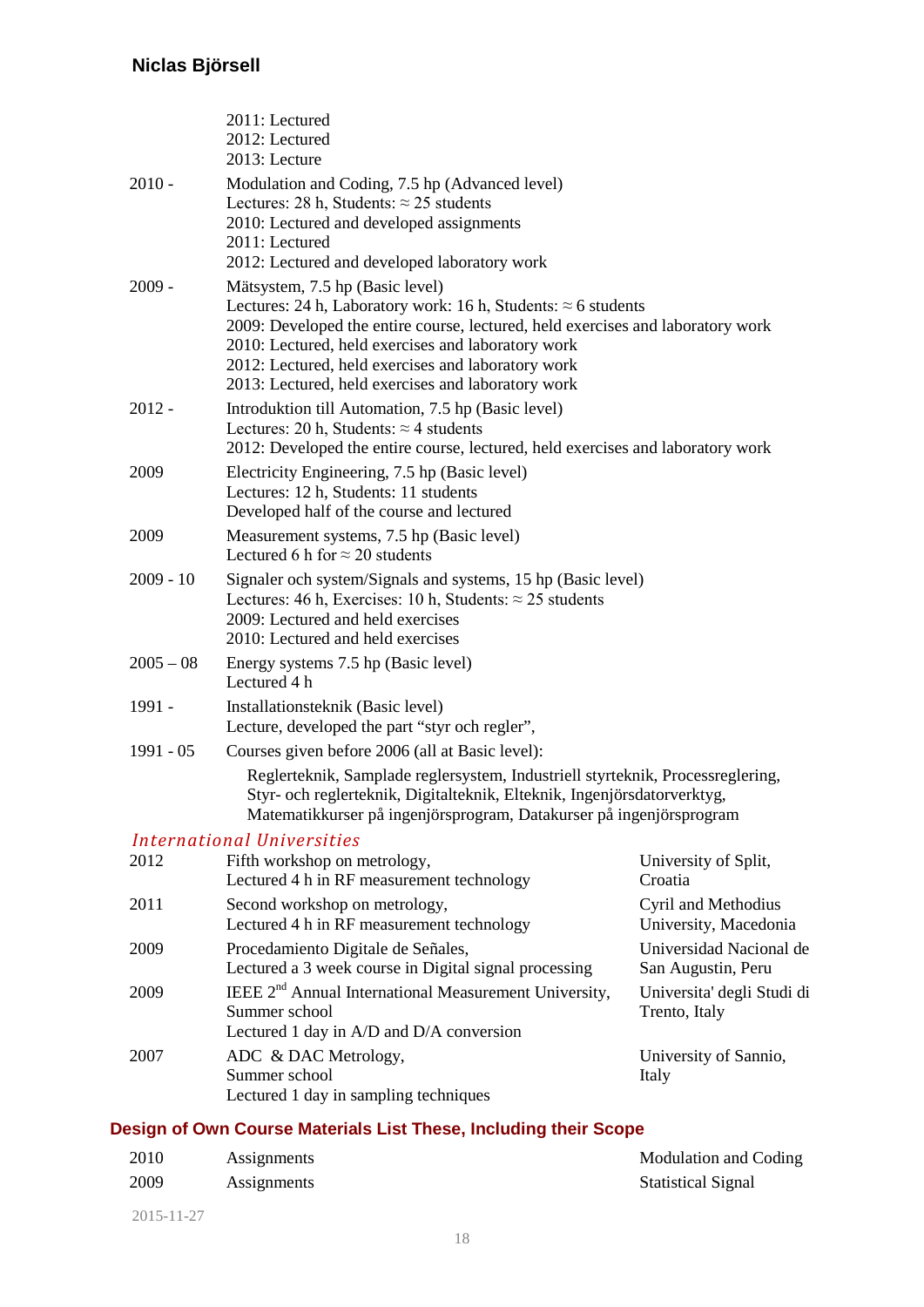| | |
|---|---|
| | 2011: Lectured<br>2012: Lectured<br>2013: Lecture |
| 2010 - | Modulation and Coding, 7.5 hp (Advanced level)<br>Lectures: 28 h, Students: ≈ 25 students<br>2010: Lectured and developed assignments<br>2011: Lectured<br>2012: Lectured and developed laboratory work |
| 2009 - | Mätsystem, 7.5 hp (Basic level)<br>Lectures: 24 h, Laboratory work: 16 h, Students: ≈ 6 students<br>2009: Developed the entire course, lectured, held exercises and laboratory work<br>2010: Lectured, held exercises and laboratory work<br>2012: Lectured, held exercises and laboratory work<br>2013: Lectured, held exercises and laboratory work |
| 2012 - | Introduktion till Automation, 7.5 hp (Basic level)<br>Lectures: 20 h, Students: ≈ 4 students<br>2012: Developed the entire course, lectured, held exercises and laboratory work |
| 2009 | Electricity Engineering, 7.5 hp (Basic level)<br>Lectures: 12 h, Students: 11 students<br>Developed half of the course and lectured |
| 2009 | Measurement systems, 7.5 hp (Basic level)<br>Lectured 6 h for ≈ 20 students |
| 2009 - 10 | Signaler och system/Signals and systems, 15 hp (Basic level)<br>Lectures: 46 h, Exercises: 10 h, Students: ≈ 25 students<br>2009: Lectured and held exercises<br>2010: Lectured and held exercises |
| 2005 – 08 | Energy systems 7.5 hp (Basic level)<br>Lectured 4 h |
| 1991 - | Installationsteknik (Basic level)<br>Lecture, developed the part "styr och regler", |
| 1991 - 05 | Courses given before 2006 (all at Basic level):<br>Reglerteknik, Samplade reglersystem, Industriell styrteknik, Processreglering, Styr- och reglerteknik, Digitalteknik, Elteknik, Ingenjörsdatorverktyg, Matematikkurser på ingenjörsprogram, Datakurser på ingenjörsprogram |

*International Universities*

| | | |
|---|---|---|
| 2012 | Fifth workshop on metrology,<br>Lectured 4 h in RF measurement technology | University of Split, Croatia |
| 2011 | Second workshop on metrology,<br>Lectured 4 h in RF measurement technology | Cyril and Methodius University, Macedonia |
| 2009 | Procedamiento Digitale de Señales,<br>Lectured a 3 week course in Digital signal processing | Universidad Nacional de San Augustin, Peru |
| 2009 | IEEE 2nd Annual International Measurement University, Summer school<br>Lectured 1 day in A/D and D/A conversion | Universita' degli Studi di Trento, Italy |
| 2007 | ADC & DAC Metrology,<br>Summer school<br>Lectured 1 day in sampling techniques | University of Sannio, Italy |

## Design of Own Course Materials List These, Including their Scope

| | | |
|---|---|---|
| 2010 | Assignments | Modulation and Coding |
| 2009 | Assignments | Statistical Signal |

2015-11-27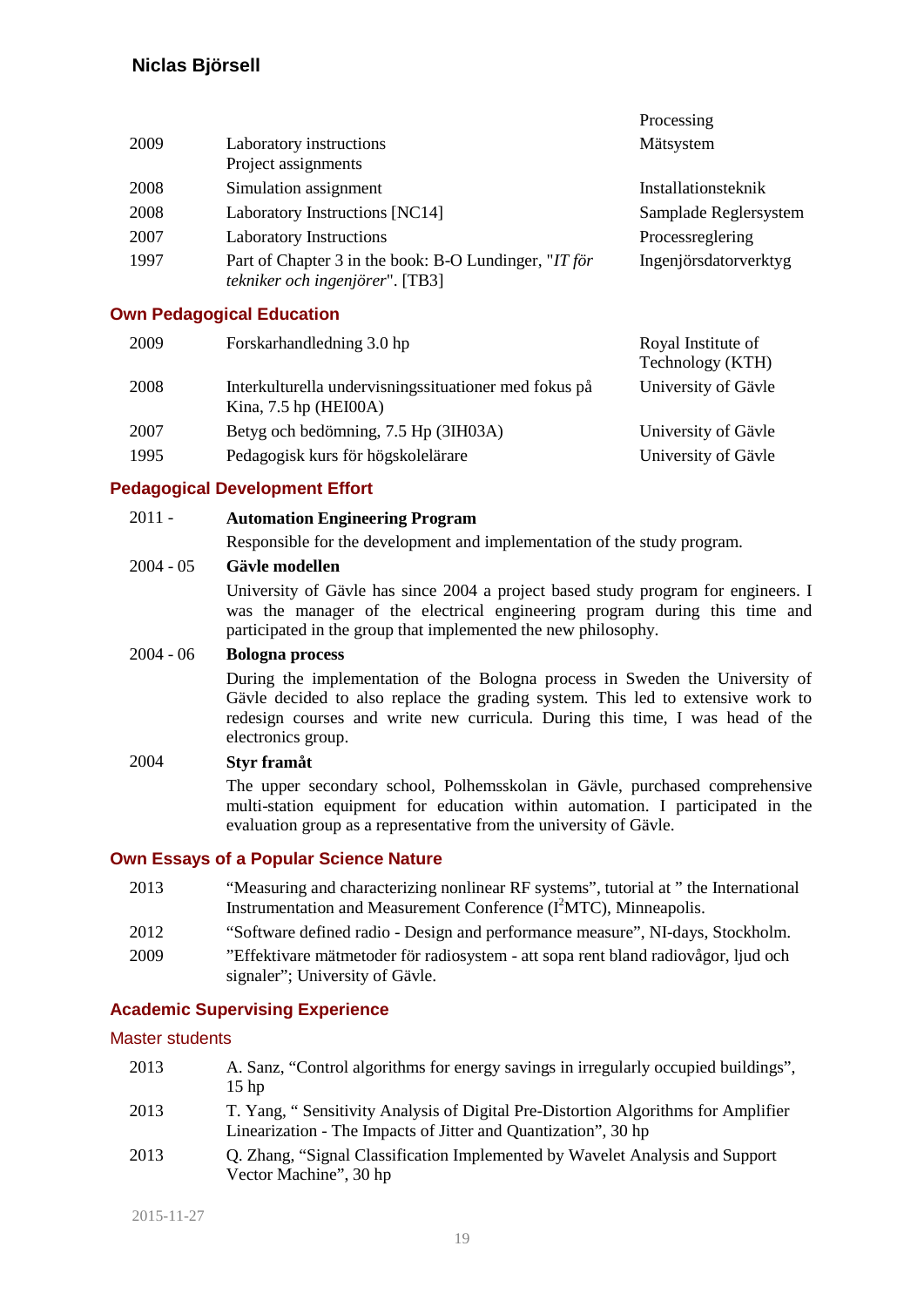| | | |
|---|---|---|
| | | Processing |
| 2009 | Laboratory instructions<br>Project assignments | Mätsystem |
| 2008 | Simulation assignment | Installationsteknik |
| 2008 | Laboratory Instructions [NC14] | Samplade Reglersystem |
| 2007 | Laboratory Instructions | Processreglering |
| 1997 | Part of Chapter 3 in the book: B-O Lundinger, "*IT för tekniker och ingenjörer*". [TB3] | Ingenjörsdatorverktyg |

## Own Pedagogical Education

| | | |
|---|---|---|
| 2009 | Forskarhandledning 3.0 hp | Royal Institute of Technology (KTH) |
| 2008 | Interkulturella undervisningssituationer med fokus på Kina, 7.5 hp (HEI00A) | University of Gävle |
| 2007 | Betyg och bedömning, 7.5 Hp (3IH03A) | University of Gävle |
| 1995 | Pedagogisk kurs för högskolelärare | University of Gävle |

## Pedagogical Development Effort

2011 - **Automation Engineering Program**

Responsible for the development and implementation of the study program.

2004 - 05 **Gävle modellen**

University of Gävle has since 2004 a project based study program for engineers. I was the manager of the electrical engineering program during this time and participated in the group that implemented the new philosophy.

2004 - 06 **Bologna process**

During the implementation of the Bologna process in Sweden the University of Gävle decided to also replace the grading system. This led to extensive work to redesign courses and write new curricula. During this time, I was head of the electronics group.

2004 **Styr framåt**

The upper secondary school, Polhemsskolan in Gävle, purchased comprehensive multi-station equipment for education within automation. I participated in the evaluation group as a representative from the university of Gävle.

## Own Essays of a Popular Science Nature

| | |
|---|---|
| 2013 | "Measuring and characterizing nonlinear RF systems", tutorial at " the International Instrumentation and Measurement Conference ($I^2$MTC), Minneapolis. |
| 2012 | "Software defined radio - Design and performance measure", NI-days, Stockholm. |
| 2009 | "Effektivare mätmetoder för radiosystem - att sopa rent bland radiovågor, ljud och signaler"; University of Gävle. |

## Academic Supervising Experience

### Master students

| | |
|---|---|
| 2013 | A. Sanz, "Control algorithms for energy savings in irregularly occupied buildings", 15 hp |
| 2013 | T. Yang, " Sensitivity Analysis of Digital Pre-Distortion Algorithms for Amplifier Linearization - The Impacts of Jitter and Quantization", 30 hp |
| 2013 | Q. Zhang, "Signal Classification Implemented by Wavelet Analysis and Support Vector Machine", 30 hp |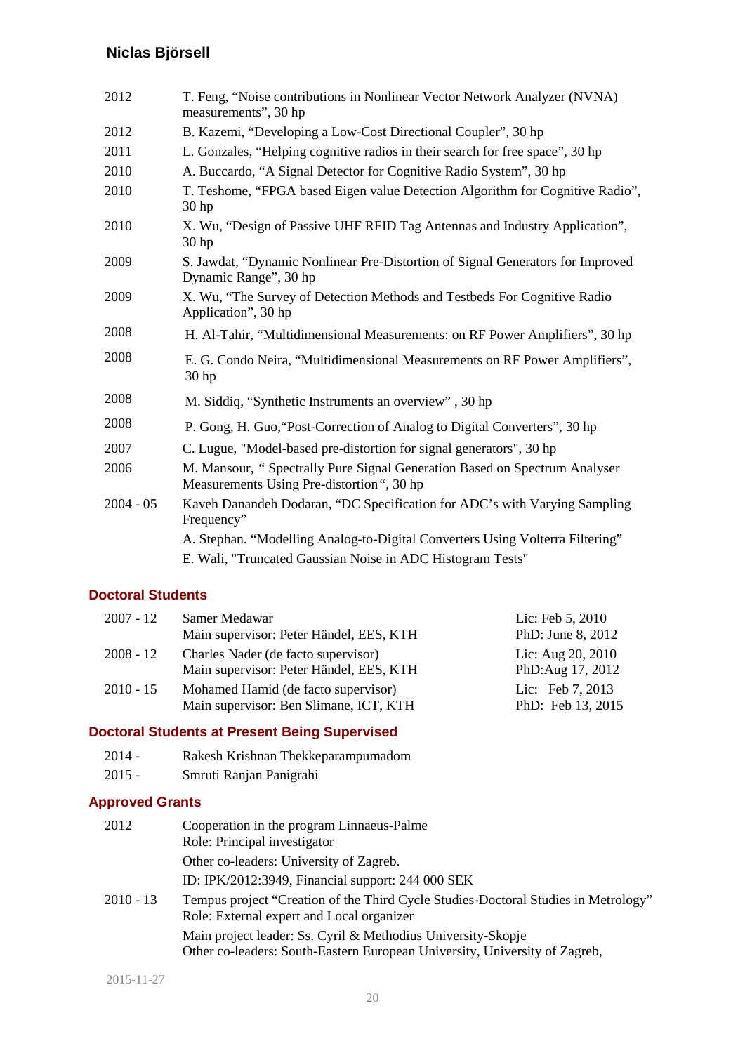| | |
|---|---|
| 2012 | T. Feng, “Noise contributions in Nonlinear Vector Network Analyzer (NVNA) measurements”, 30 hp |
| 2012 | B. Kazemi, “Developing a Low-Cost Directional Coupler”, 30 hp |
| 2011 | L. Gonzales, “Helping cognitive radios in their search for free space”, 30 hp |
| 2010 | A. Buccardo, “A Signal Detector for Cognitive Radio System”, 30 hp |
| 2010 | T. Teshome, “FPGA based Eigen value Detection Algorithm for Cognitive Radio”, 30 hp |
| 2010 | X. Wu, “Design of Passive UHF RFID Tag Antennas and Industry Application”, 30 hp |
| 2009 | S. Jawdat, “Dynamic Nonlinear Pre-Distortion of Signal Generators for Improved Dynamic Range”, 30 hp |
| 2009 | X. Wu, “The Survey of Detection Methods and Testbeds For Cognitive Radio Application”, 30 hp |
| 2008 | H. Al-Tahir, “Multidimensional Measurements: on RF Power Amplifiers”, 30 hp |
| 2008 | E. G. Condo Neira, “Multidimensional Measurements on RF Power Amplifiers”, 30 hp |
| 2008 | M. Siddiq, “Synthetic Instruments an overview” , 30 hp |
| 2008 | P. Gong, H. Guo,“Post-Correction of Analog to Digital Converters”, 30 hp |
| 2007 | C. Lugue, "Model-based pre-distortion for signal generators", 30 hp |
| 2006 | M. Mansour, “ Spectrally Pure Signal Generation Based on Spectrum Analyser Measurements Using Pre-distortion“, 30 hp |
| 2004 - 05 | Kaveh Danandeh Dodaran, “DC Specification for ADC’s with Varying Sampling Frequency” |
| | A. Stephan. “Modelling Analog-to-Digital Converters Using Volterra Filtering” |
| | E. Wali, "Truncated Gaussian Noise in ADC Histogram Tests" |

## Doctoral Students

| | | |
|---|---|---|
| 2007 - 12 | Samer Medawar<br>Main supervisor: Peter Händel, EES, KTH | Lic: Feb 5, 2010<br>PhD: June 8, 2012 |
| 2008 - 12 | Charles Nader (de facto supervisor)<br>Main supervisor: Peter Händel, EES, KTH | Lic: Aug 20, 2010<br>PhD:Aug 17, 2012 |
| 2010 - 15 | Mohamed Hamid (de facto supervisor)<br>Main supervisor: Ben Slimane, ICT, KTH | Lic: Feb 7, 2013<br>PhD: Feb 13, 2015 |

## Doctoral Students at Present Being Supervised

| | |
|---|---|
| 2014 - | Rakesh Krishnan Thekkeparampumadom |
| 2015 - | Smruti Ranjan Panigrahi |

## Approved Grants

| | |
|---|---|
| 2012 | Cooperation in the program Linnaeus-Palme<br>Role: Principal investigator<br>Other co-leaders: University of Zagreb.<br>ID: IPK/2012:3949, Financial support: 244 000 SEK |
| 2010 - 13 | Tempus project “Creation of the Third Cycle Studies-Doctoral Studies in Metrology”<br>Role: External expert and Local organizer<br>Main project leader: Ss. Cyril & Methodius University-Skopje<br>Other co-leaders: South-Eastern European University, University of Zagreb, |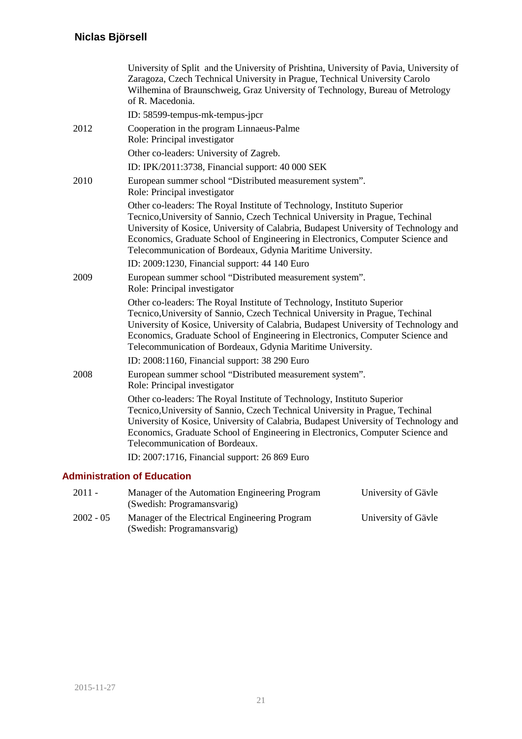| | |
|---|---|
| | University of Split and the University of Prishtina, University of Pavia, University of Zaragoza, Czech Technical University in Prague, Technical University Carolo Wilhemina of Braunschweig, Graz University of Technology, Bureau of Metrology of R. Macedonia. |
| | ID: 58599-tempus-mk-tempus-jpcr |
| 2012 | Cooperation in the program Linnaeus-Palme<br>Role: Principal investigator |
| | Other co-leaders: University of Zagreb. |
| | ID: IPK/2011:3738, Financial support: 40 000 SEK |
| 2010 | European summer school "Distributed measurement system".<br>Role: Principal investigator |
| | Other co-leaders: The Royal Institute of Technology, Instituto Superior Tecnico,University of Sannio, Czech Technical University in Prague, Techinal University of Kosice, University of Calabria, Budapest University of Technology and Economics, Graduate School of Engineering in Electronics, Computer Science and Telecommunication of Bordeaux, Gdynia Maritime University. |
| | ID: 2009:1230, Financial support: 44 140 Euro |
| 2009 | European summer school "Distributed measurement system".<br>Role: Principal investigator |
| | Other co-leaders: The Royal Institute of Technology, Instituto Superior Tecnico,University of Sannio, Czech Technical University in Prague, Techinal University of Kosice, University of Calabria, Budapest University of Technology and Economics, Graduate School of Engineering in Electronics, Computer Science and Telecommunication of Bordeaux, Gdynia Maritime University. |
| | ID: 2008:1160, Financial support: 38 290 Euro |
| 2008 | European summer school "Distributed measurement system".<br>Role: Principal investigator |
| | Other co-leaders: The Royal Institute of Technology, Instituto Superior Tecnico,University of Sannio, Czech Technical University in Prague, Techinal University of Kosice, University of Calabria, Budapest University of Technology and Economics, Graduate School of Engineering in Electronics, Computer Science and Telecommunication of Bordeaux. |
| | ID: 2007:1716, Financial support: 26 869 Euro |

## Administration of Education

| | | |
|---|---|---|
| 2011 - | Manager of the Automation Engineering Program (Swedish: Programansvarig) | University of Gävle |
| 2002 - 05 | Manager of the Electrical Engineering Program (Swedish: Programansvarig) | University of Gävle |

2015-11-27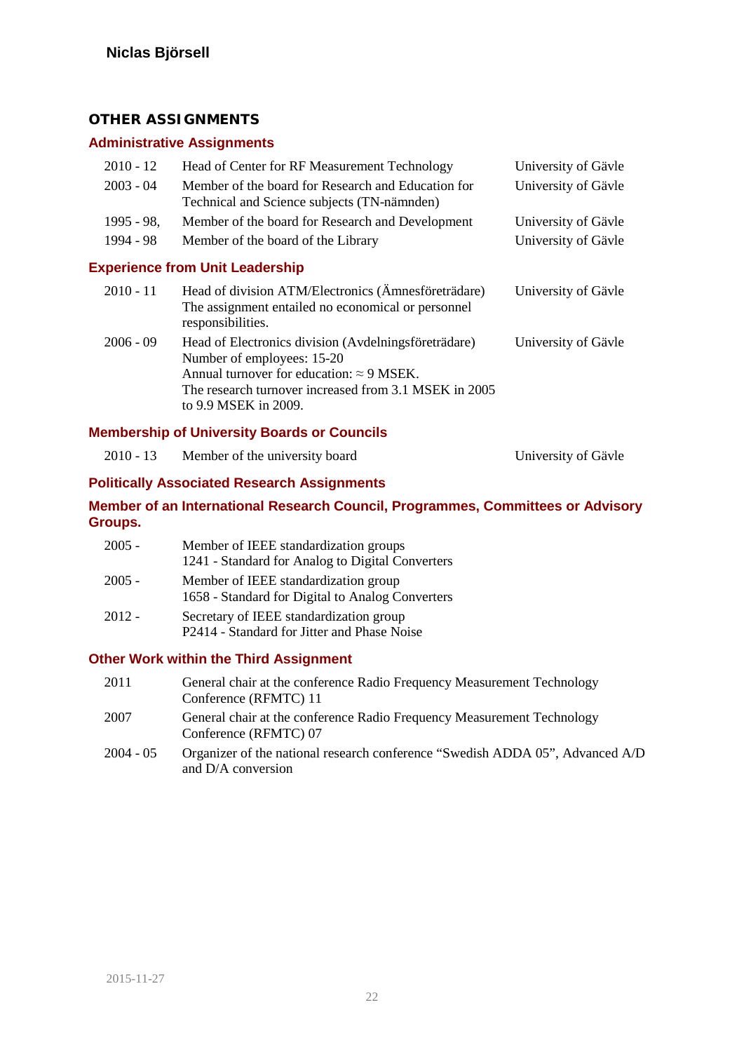## OTHER ASSIGNMENTS

### Administrative Assignments

| | | |
|---|---|---|
| 2010 - 12 | Head of Center for RF Measurement Technology | University of Gävle |
| 2003 - 04 | Member of the board for Research and Education for Technical and Science subjects (TN-nämnden) | University of Gävle |
| 1995 - 98, | Member of the board for Research and Development | University of Gävle |
| 1994 - 98 | Member of the board of the Library | University of Gävle |

### Experience from Unit Leadership

| | | |
|---|---|---|
| 2010 - 11 | Head of division ATM/Electronics (Ämnesföreträdare) The assignment entailed no economical or personnel responsibilities. | University of Gävle |
| 2006 - 09 | Head of Electronics division (Avdelningsföreträdare) Number of employees: 15-20 Annual turnover for education: ≈ 9 MSEK. The research turnover increased from 3.1 MSEK in 2005 to 9.9 MSEK in 2009. | University of Gävle |

### Membership of University Boards or Councils

| | | |
|---|---|---|
| 2010 - 13 | Member of the university board | University of Gävle |

### Politically Associated Research Assignments

### Member of an International Research Council, Programmes, Committees or Advisory Groups.

| | |
|---|---|
| 2005 - | Member of IEEE standardization groups 1241 - Standard for Analog to Digital Converters |
| 2005 - | Member of IEEE standardization group 1658 - Standard for Digital to Analog Converters |
| 2012 - | Secretary of IEEE standardization group P2414 - Standard for Jitter and Phase Noise |

### Other Work within the Third Assignment

| | |
|---|---|
| 2011 | General chair at the conference Radio Frequency Measurement Technology Conference (RFMTC) 11 |
| 2007 | General chair at the conference Radio Frequency Measurement Technology Conference (RFMTC) 07 |
| 2004 - 05 | Organizer of the national research conference “Swedish ADDA 05”, Advanced A/D and D/A conversion |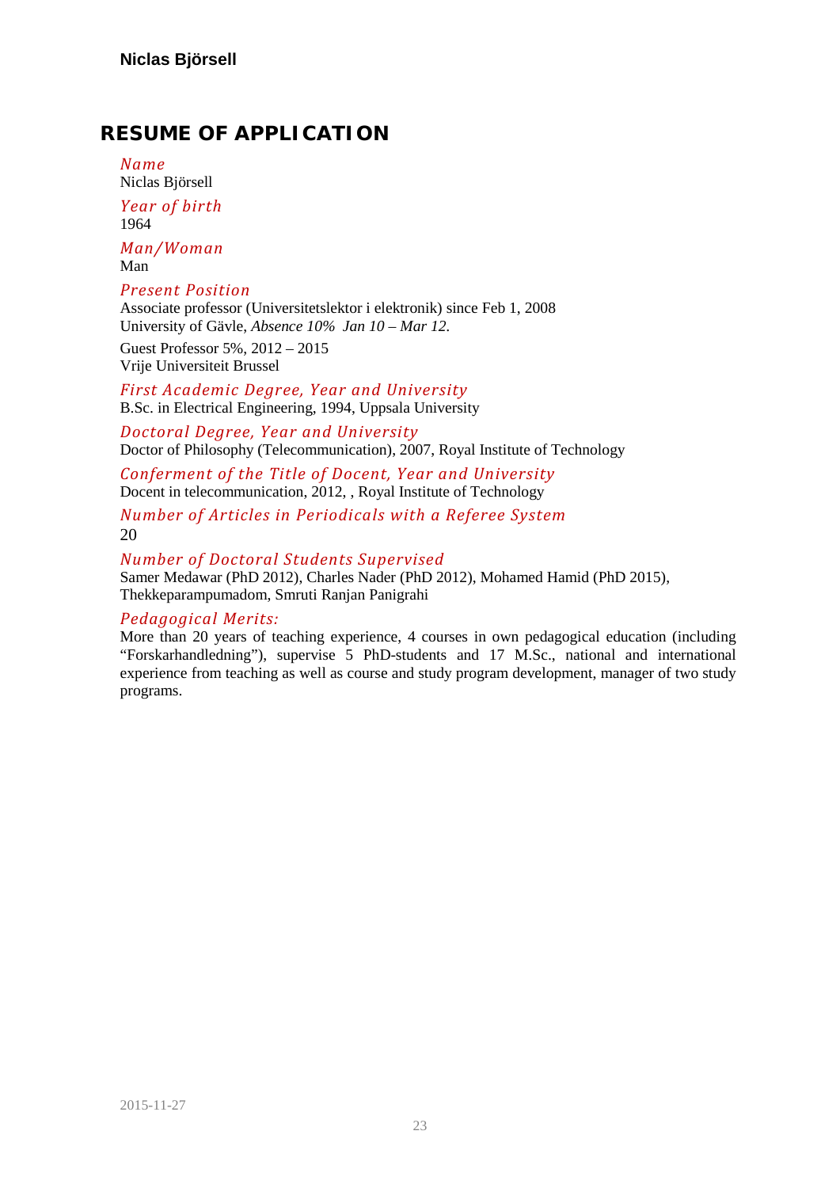# RESUME OF APPLICATION

*Name*
Niclas Björsell

*Year of birth*
1964

*Man/Woman*
Man

*Present Position*
Associate professor (Universitetslektor i elektronik) since Feb 1, 2008
University of Gävle, *Absence 10% Jan 10 – Mar 12.*

Guest Professor 5%, 2012 – 2015
Vrije Universiteit Brussel

*First Academic Degree, Year and University*
B.Sc. in Electrical Engineering, 1994, Uppsala University

*Doctoral Degree, Year and University*
Doctor of Philosophy (Telecommunication), 2007, Royal Institute of Technology

*Conferment of the Title of Docent, Year and University*
Docent in telecommunication, 2012, , Royal Institute of Technology

*Number of Articles in Periodicals with a Referee System*
20

*Number of Doctoral Students Supervised*
Samer Medawar (PhD 2012), Charles Nader (PhD 2012), Mohamed Hamid (PhD 2015), Thekkeparampumadom, Smruti Ranjan Panigrahi

*Pedagogical Merits:*
More than 20 years of teaching experience, 4 courses in own pedagogical education (including "Forskarhandledning"), supervise 5 PhD-students and 17 M.Sc., national and international experience from teaching as well as course and study program development, manager of two study programs.

2015-11-27